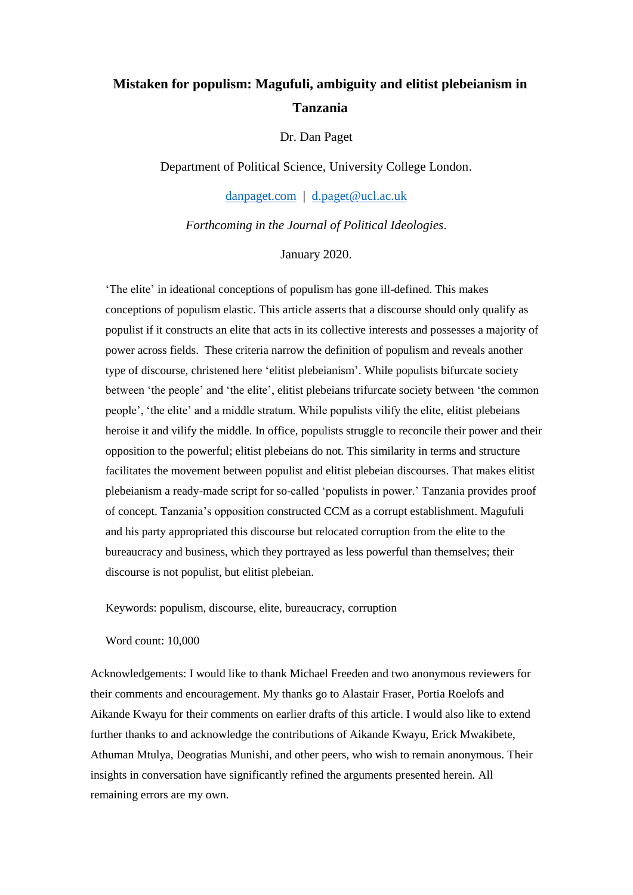# Mistaken for populism: Magufuli, ambiguity and elitist plebeianism in Tanzania

Dr. Dan Paget

Department of Political Science, University College London.

[danpaget.com](http://danpaget.com) | [d.paget@ucl.ac.uk](mailto:d.paget@ucl.ac.uk)

*Forthcoming in the Journal of Political Ideologies*.

January 2020.

'The elite' in ideational conceptions of populism has gone ill-defined. This makes conceptions of populism elastic. This article asserts that a discourse should only qualify as populist if it constructs an elite that acts in its collective interests and possesses a majority of power across fields. These criteria narrow the definition of populism and reveals another type of discourse, christened here 'elitist plebeianism'. While populists bifurcate society between 'the people' and 'the elite', elitist plebeians trifurcate society between 'the common people', 'the elite' and a middle stratum. While populists vilify the elite, elitist plebeians heroise it and vilify the middle. In office, populists struggle to reconcile their power and their opposition to the powerful; elitist plebeians do not. This similarity in terms and structure facilitates the movement between populist and elitist plebeian discourses. That makes elitist plebeianism a ready-made script for so-called 'populists in power.' Tanzania provides proof of concept. Tanzania's opposition constructed CCM as a corrupt establishment. Magufuli and his party appropriated this discourse but relocated corruption from the elite to the bureaucracy and business, which they portrayed as less powerful than themselves; their discourse is not populist, but elitist plebeian.

Keywords: populism, discourse, elite, bureaucracy, corruption

Word count: 10,000

Acknowledgements: I would like to thank Michael Freeden and two anonymous reviewers for their comments and encouragement. My thanks go to Alastair Fraser, Portia Roelofs and Aikande Kwayu for their comments on earlier drafts of this article. I would also like to extend further thanks to and acknowledge the contributions of Aikande Kwayu, Erick Mwakibete, Athuman Mtulya, Deogratias Munishi, and other peers, who wish to remain anonymous. Their insights in conversation have significantly refined the arguments presented herein. All remaining errors are my own.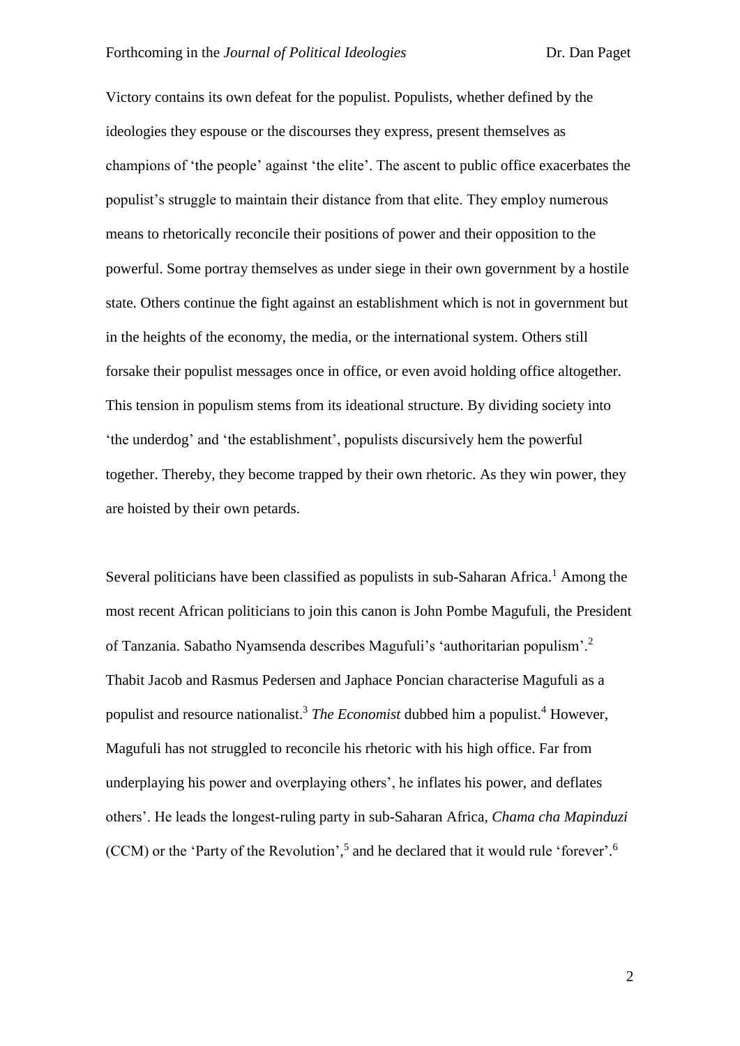Victory contains its own defeat for the populist. Populists, whether defined by the ideologies they espouse or the discourses they express, present themselves as champions of 'the people' against 'the elite'. The ascent to public office exacerbates the populist's struggle to maintain their distance from that elite. They employ numerous means to rhetorically reconcile their positions of power and their opposition to the powerful. Some portray themselves as under siege in their own government by a hostile state. Others continue the fight against an establishment which is not in government but in the heights of the economy, the media, or the international system. Others still forsake their populist messages once in office, or even avoid holding office altogether. This tension in populism stems from its ideational structure. By dividing society into 'the underdog' and 'the establishment', populists discursively hem the powerful together. Thereby, they become trapped by their own rhetoric. As they win power, they are hoisted by their own petards.

Several politicians have been classified as populists in sub-Saharan Africa.[1] Among the most recent African politicians to join this canon is John Pombe Magufuli, the President of Tanzania. Sabatho Nyamsenda describes Magufuli's 'authoritarian populism'.[2] Thabit Jacob and Rasmus Pedersen and Japhace Poncian characterise Magufuli as a populist and resource nationalist.[3] *The Economist* dubbed him a populist.[4] However, Magufuli has not struggled to reconcile his rhetoric with his high office. Far from underplaying his power and overplaying others', he inflates his power, and deflates others'. He leads the longest-ruling party in sub-Saharan Africa, *Chama cha Mapinduzi* (CCM) or the 'Party of the Revolution',[5] and he declared that it would rule 'forever'.[6]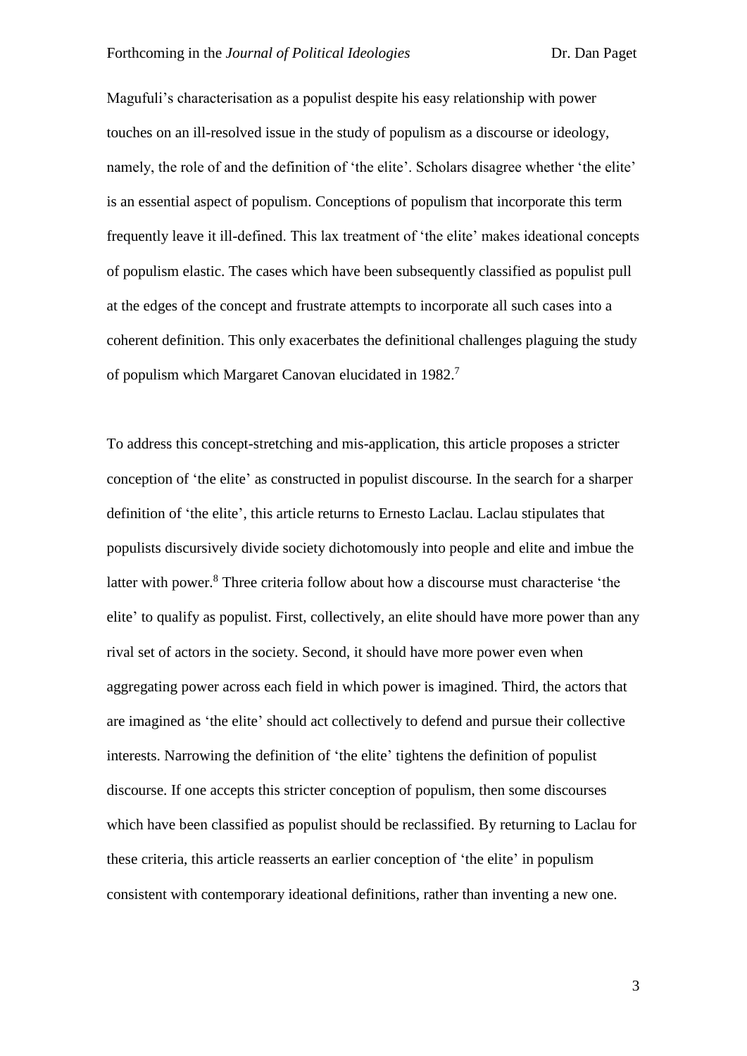Magufuli's characterisation as a populist despite his easy relationship with power touches on an ill-resolved issue in the study of populism as a discourse or ideology, namely, the role of and the definition of 'the elite'. Scholars disagree whether 'the elite' is an essential aspect of populism. Conceptions of populism that incorporate this term frequently leave it ill-defined. This lax treatment of 'the elite' makes ideational concepts of populism elastic. The cases which have been subsequently classified as populist pull at the edges of the concept and frustrate attempts to incorporate all such cases into a coherent definition. This only exacerbates the definitional challenges plaguing the study of populism which Margaret Canovan elucidated in 1982.[7]

To address this concept-stretching and mis-application, this article proposes a stricter conception of 'the elite' as constructed in populist discourse. In the search for a sharper definition of 'the elite', this article returns to Ernesto Laclau. Laclau stipulates that populists discursively divide society dichotomously into people and elite and imbue the latter with power.[8] Three criteria follow about how a discourse must characterise 'the elite' to qualify as populist. First, collectively, an elite should have more power than any rival set of actors in the society. Second, it should have more power even when aggregating power across each field in which power is imagined. Third, the actors that are imagined as 'the elite' should act collectively to defend and pursue their collective interests. Narrowing the definition of 'the elite' tightens the definition of populist discourse. If one accepts this stricter conception of populism, then some discourses which have been classified as populist should be reclassified. By returning to Laclau for these criteria, this article reasserts an earlier conception of 'the elite' in populism consistent with contemporary ideational definitions, rather than inventing a new one.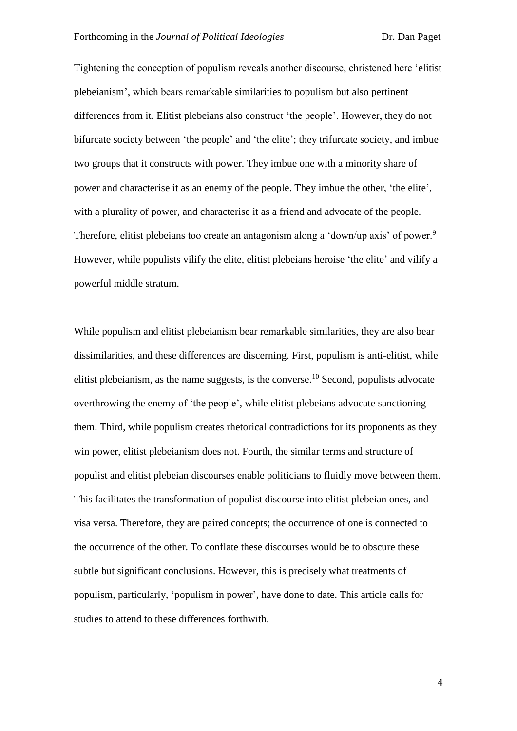Tightening the conception of populism reveals another discourse, christened here 'elitist plebeianism', which bears remarkable similarities to populism but also pertinent differences from it. Elitist plebeians also construct 'the people'. However, they do not bifurcate society between 'the people' and 'the elite'; they trifurcate society, and imbue two groups that it constructs with power. They imbue one with a minority share of power and characterise it as an enemy of the people. They imbue the other, 'the elite', with a plurality of power, and characterise it as a friend and advocate of the people. Therefore, elitist plebeians too create an antagonism along a 'down/up axis' of power.[9] However, while populists vilify the elite, elitist plebeians heroise 'the elite' and vilify a powerful middle stratum.

While populism and elitist plebeianism bear remarkable similarities, they are also bear dissimilarities, and these differences are discerning. First, populism is anti-elitist, while elitist plebeianism, as the name suggests, is the converse.[10] Second, populists advocate overthrowing the enemy of 'the people', while elitist plebeians advocate sanctioning them. Third, while populism creates rhetorical contradictions for its proponents as they win power, elitist plebeianism does not. Fourth, the similar terms and structure of populist and elitist plebeian discourses enable politicians to fluidly move between them. This facilitates the transformation of populist discourse into elitist plebeian ones, and visa versa. Therefore, they are paired concepts; the occurrence of one is connected to the occurrence of the other. To conflate these discourses would be to obscure these subtle but significant conclusions. However, this is precisely what treatments of populism, particularly, 'populism in power', have done to date. This article calls for studies to attend to these differences forthwith.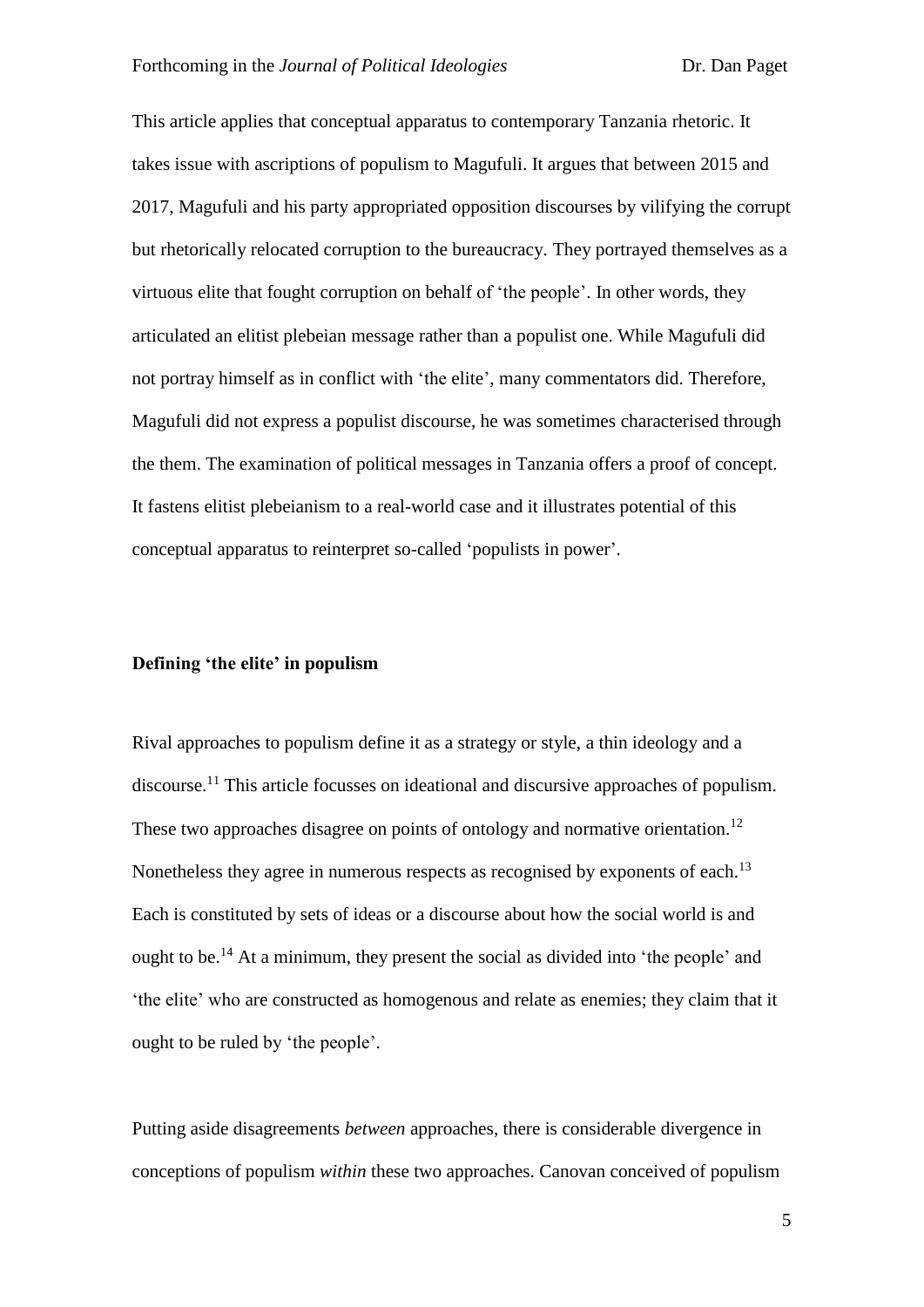This article applies that conceptual apparatus to contemporary Tanzania rhetoric. It takes issue with ascriptions of populism to Magufuli. It argues that between 2015 and 2017, Magufuli and his party appropriated opposition discourses by vilifying the corrupt but rhetorically relocated corruption to the bureaucracy. They portrayed themselves as a virtuous elite that fought corruption on behalf of 'the people'. In other words, they articulated an elitist plebeian message rather than a populist one. While Magufuli did not portray himself as in conflict with 'the elite', many commentators did. Therefore, Magufuli did not express a populist discourse, he was sometimes characterised through the them. The examination of political messages in Tanzania offers a proof of concept. It fastens elitist plebeianism to a real-world case and it illustrates potential of this conceptual apparatus to reinterpret so-called 'populists in power'.

## Defining 'the elite' in populism

Rival approaches to populism define it as a strategy or style, a thin ideology and a discourse.[11] This article focusses on ideational and discursive approaches of populism. These two approaches disagree on points of ontology and normative orientation.[12] Nonetheless they agree in numerous respects as recognised by exponents of each.[13] Each is constituted by sets of ideas or a discourse about how the social world is and ought to be.[14] At a minimum, they present the social as divided into 'the people' and 'the elite' who are constructed as homogenous and relate as enemies; they claim that it ought to be ruled by 'the people'.

Putting aside disagreements *between* approaches, there is considerable divergence in conceptions of populism *within* these two approaches. Canovan conceived of populism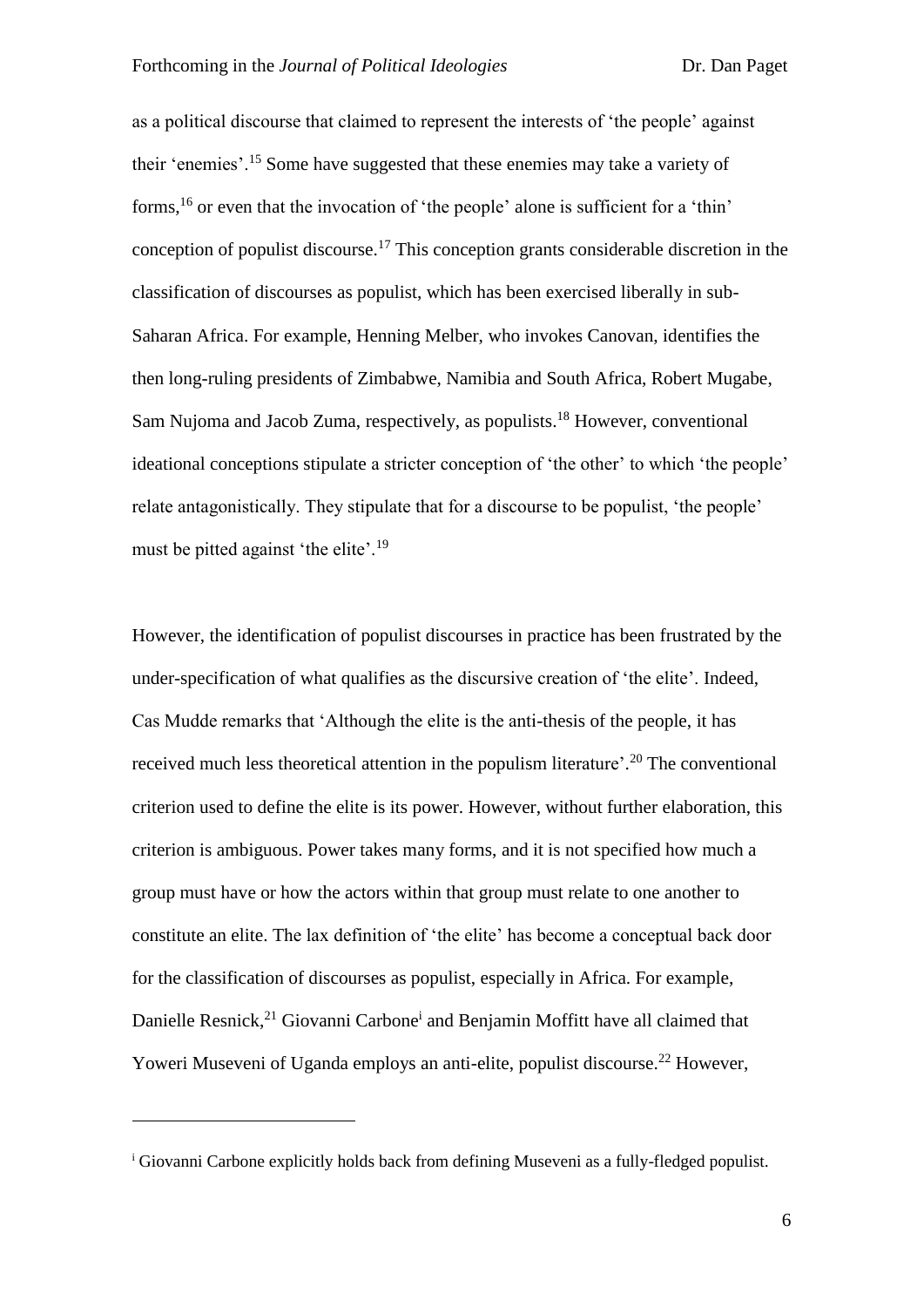as a political discourse that claimed to represent the interests of 'the people' against their 'enemies'.[15] Some have suggested that these enemies may take a variety of forms,[16] or even that the invocation of 'the people' alone is sufficient for a 'thin' conception of populist discourse.[17] This conception grants considerable discretion in the classification of discourses as populist, which has been exercised liberally in sub-Saharan Africa. For example, Henning Melber, who invokes Canovan, identifies the then long-ruling presidents of Zimbabwe, Namibia and South Africa, Robert Mugabe, Sam Nujoma and Jacob Zuma, respectively, as populists.[18] However, conventional ideational conceptions stipulate a stricter conception of 'the other' to which 'the people' relate antagonistically. They stipulate that for a discourse to be populist, 'the people' must be pitted against 'the elite'.[19]

However, the identification of populist discourses in practice has been frustrated by the under-specification of what qualifies as the discursive creation of 'the elite'. Indeed, Cas Mudde remarks that 'Although the elite is the anti-thesis of the people, it has received much less theoretical attention in the populism literature'.[20] The conventional criterion used to define the elite is its power. However, without further elaboration, this criterion is ambiguous. Power takes many forms, and it is not specified how much a group must have or how the actors within that group must relate to one another to constitute an elite. The lax definition of 'the elite' has become a conceptual back door for the classification of discourses as populist, especially in Africa. For example, Danielle Resnick,[21] Giovanni Carbone[i] and Benjamin Moffitt have all claimed that Yoweri Museveni of Uganda employs an anti-elite, populist discourse.[22] However,

---

[i] Giovanni Carbone explicitly holds back from defining Museveni as a fully-fledged populist.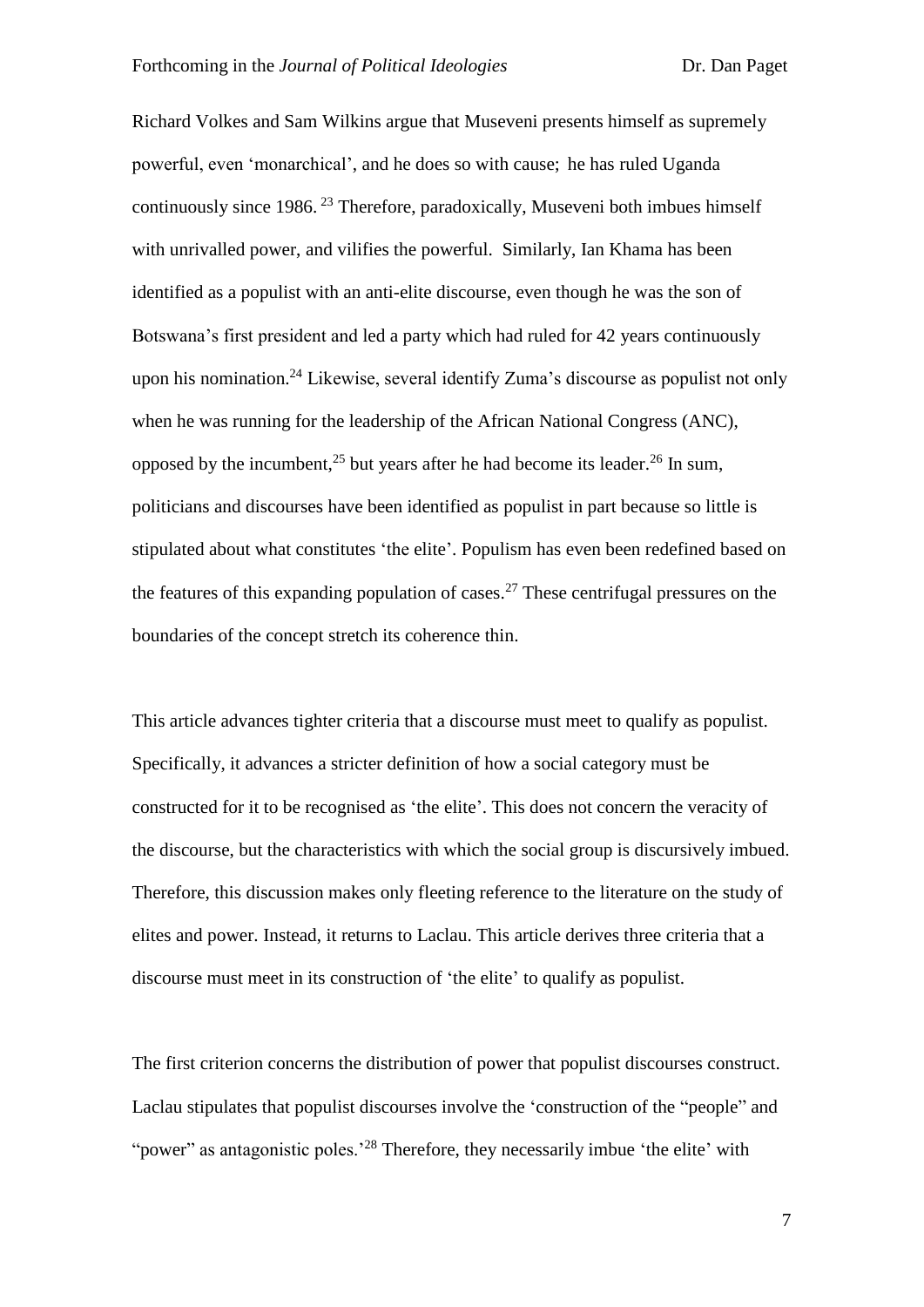Richard Volkes and Sam Wilkins argue that Museveni presents himself as supremely powerful, even 'monarchical', and he does so with cause; he has ruled Uganda continuously since 1986. [23] Therefore, paradoxically, Museveni both imbues himself with unrivalled power, and vilifies the powerful. Similarly, Ian Khama has been identified as a populist with an anti-elite discourse, even though he was the son of Botswana's first president and led a party which had ruled for 42 years continuously upon his nomination.[24] Likewise, several identify Zuma's discourse as populist not only when he was running for the leadership of the African National Congress (ANC), opposed by the incumbent,[25] but years after he had become its leader.[26] In sum, politicians and discourses have been identified as populist in part because so little is stipulated about what constitutes 'the elite'. Populism has even been redefined based on the features of this expanding population of cases.[27] These centrifugal pressures on the boundaries of the concept stretch its coherence thin.

This article advances tighter criteria that a discourse must meet to qualify as populist. Specifically, it advances a stricter definition of how a social category must be constructed for it to be recognised as 'the elite'. This does not concern the veracity of the discourse, but the characteristics with which the social group is discursively imbued. Therefore, this discussion makes only fleeting reference to the literature on the study of elites and power. Instead, it returns to Laclau. This article derives three criteria that a discourse must meet in its construction of 'the elite' to qualify as populist.

The first criterion concerns the distribution of power that populist discourses construct. Laclau stipulates that populist discourses involve the 'construction of the "people" and "power" as antagonistic poles.'[28] Therefore, they necessarily imbue 'the elite' with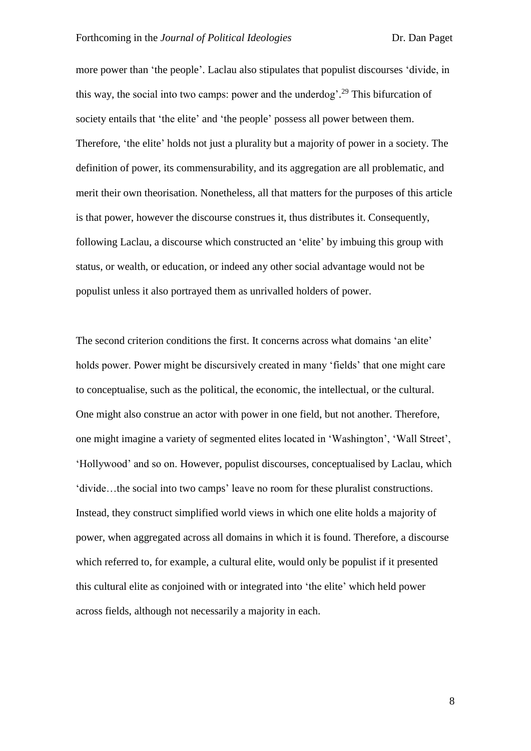more power than 'the people'. Laclau also stipulates that populist discourses 'divide, in this way, the social into two camps: power and the underdog'.[29] This bifurcation of society entails that 'the elite' and 'the people' possess all power between them. Therefore, 'the elite' holds not just a plurality but a majority of power in a society. The definition of power, its commensurability, and its aggregation are all problematic, and merit their own theorisation. Nonetheless, all that matters for the purposes of this article is that power, however the discourse construes it, thus distributes it. Consequently, following Laclau, a discourse which constructed an 'elite' by imbuing this group with status, or wealth, or education, or indeed any other social advantage would not be populist unless it also portrayed them as unrivalled holders of power.

The second criterion conditions the first. It concerns across what domains 'an elite' holds power. Power might be discursively created in many 'fields' that one might care to conceptualise, such as the political, the economic, the intellectual, or the cultural. One might also construe an actor with power in one field, but not another. Therefore, one might imagine a variety of segmented elites located in 'Washington', 'Wall Street', 'Hollywood' and so on. However, populist discourses, conceptualised by Laclau, which 'divide…the social into two camps' leave no room for these pluralist constructions. Instead, they construct simplified world views in which one elite holds a majority of power, when aggregated across all domains in which it is found. Therefore, a discourse which referred to, for example, a cultural elite, would only be populist if it presented this cultural elite as conjoined with or integrated into 'the elite' which held power across fields, although not necessarily a majority in each.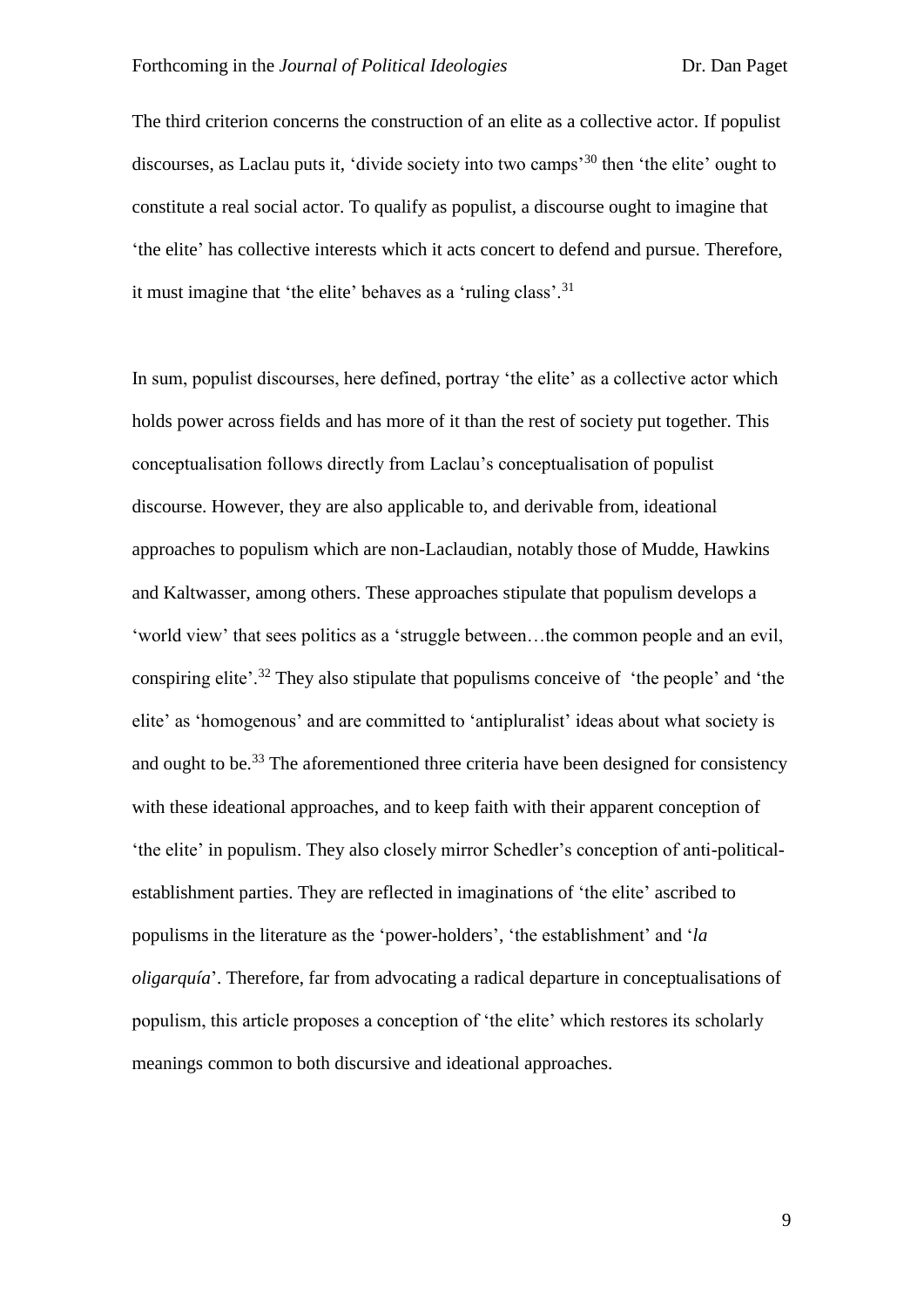The third criterion concerns the construction of an elite as a collective actor. If populist discourses, as Laclau puts it, 'divide society into two camps'[30] then 'the elite' ought to constitute a real social actor. To qualify as populist, a discourse ought to imagine that 'the elite' has collective interests which it acts concert to defend and pursue. Therefore, it must imagine that 'the elite' behaves as a 'ruling class'.[31]

In sum, populist discourses, here defined, portray 'the elite' as a collective actor which holds power across fields and has more of it than the rest of society put together. This conceptualisation follows directly from Laclau's conceptualisation of populist discourse. However, they are also applicable to, and derivable from, ideational approaches to populism which are non-Laclaudian, notably those of Mudde, Hawkins and Kaltwasser, among others. These approaches stipulate that populism develops a 'world view' that sees politics as a 'struggle between…the common people and an evil, conspiring elite'.[32] They also stipulate that populisms conceive of 'the people' and 'the elite' as 'homogenous' and are committed to 'antipluralist' ideas about what society is and ought to be.[33] The aforementioned three criteria have been designed for consistency with these ideational approaches, and to keep faith with their apparent conception of 'the elite' in populism. They also closely mirror Schedler's conception of anti-political-establishment parties. They are reflected in imaginations of 'the elite' ascribed to populisms in the literature as the 'power-holders', 'the establishment' and '*la oligarquía*'. Therefore, far from advocating a radical departure in conceptualisations of populism, this article proposes a conception of 'the elite' which restores its scholarly meanings common to both discursive and ideational approaches.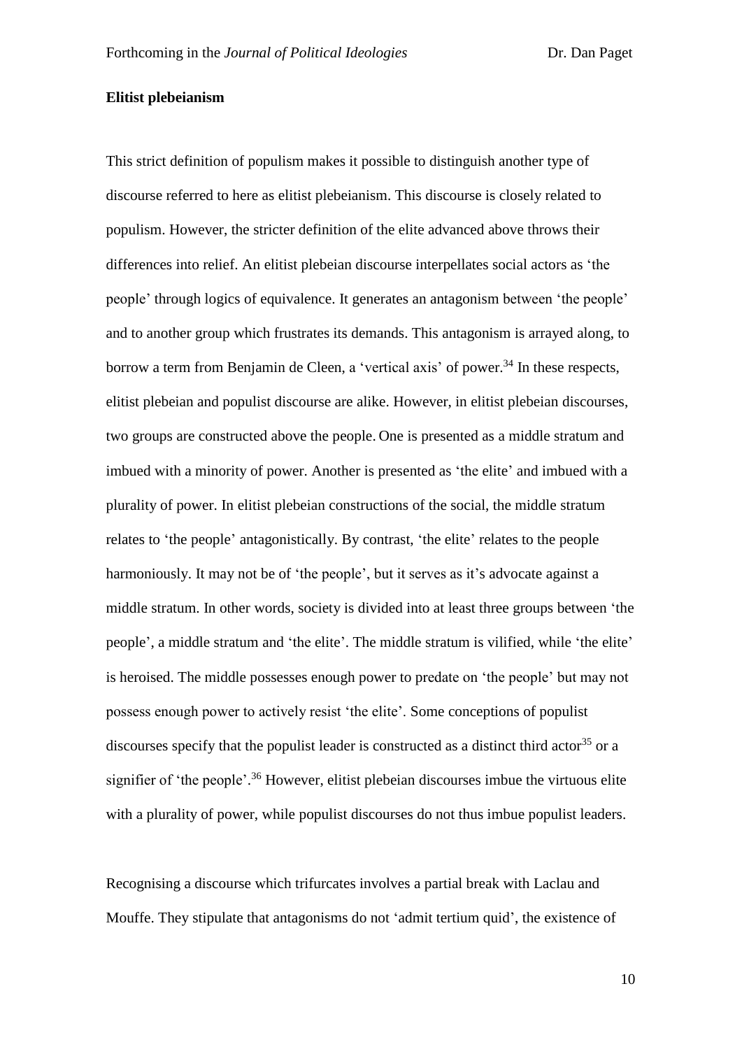**Elitist plebeianism**

This strict definition of populism makes it possible to distinguish another type of discourse referred to here as elitist plebeianism. This discourse is closely related to populism. However, the stricter definition of the elite advanced above throws their differences into relief. An elitist plebeian discourse interpellates social actors as 'the people' through logics of equivalence. It generates an antagonism between 'the people' and to another group which frustrates its demands. This antagonism is arrayed along, to borrow a term from Benjamin de Cleen, a 'vertical axis' of power.[34] In these respects, elitist plebeian and populist discourse are alike. However, in elitist plebeian discourses, two groups are constructed above the people. One is presented as a middle stratum and imbued with a minority of power. Another is presented as 'the elite' and imbued with a plurality of power. In elitist plebeian constructions of the social, the middle stratum relates to 'the people' antagonistically. By contrast, 'the elite' relates to the people harmoniously. It may not be of 'the people', but it serves as it's advocate against a middle stratum. In other words, society is divided into at least three groups between 'the people', a middle stratum and 'the elite'. The middle stratum is vilified, while 'the elite' is heroised. The middle possesses enough power to predate on 'the people' but may not possess enough power to actively resist 'the elite'. Some conceptions of populist discourses specify that the populist leader is constructed as a distinct third actor[35] or a signifier of 'the people'.[36] However, elitist plebeian discourses imbue the virtuous elite with a plurality of power, while populist discourses do not thus imbue populist leaders.

Recognising a discourse which trifurcates involves a partial break with Laclau and Mouffe. They stipulate that antagonisms do not 'admit tertium quid', the existence of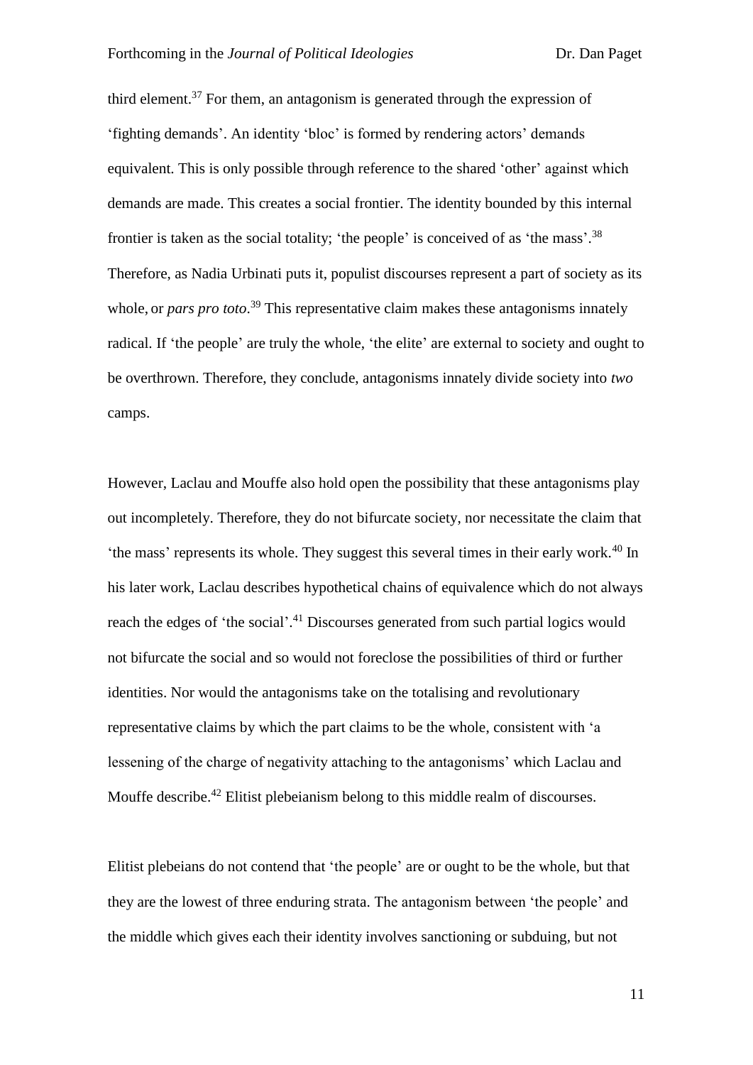third element.[37] For them, an antagonism is generated through the expression of 'fighting demands'. An identity 'bloc' is formed by rendering actors' demands equivalent. This is only possible through reference to the shared 'other' against which demands are made. This creates a social frontier. The identity bounded by this internal frontier is taken as the social totality; 'the people' is conceived of as 'the mass'.[38] Therefore, as Nadia Urbinati puts it, populist discourses represent a part of society as its whole, or *pars pro toto*.[39] This representative claim makes these antagonisms innately radical. If 'the people' are truly the whole, 'the elite' are external to society and ought to be overthrown. Therefore, they conclude, antagonisms innately divide society into *two* camps.

However, Laclau and Mouffe also hold open the possibility that these antagonisms play out incompletely. Therefore, they do not bifurcate society, nor necessitate the claim that 'the mass' represents its whole. They suggest this several times in their early work.[40] In his later work, Laclau describes hypothetical chains of equivalence which do not always reach the edges of 'the social'.[41] Discourses generated from such partial logics would not bifurcate the social and so would not foreclose the possibilities of third or further identities. Nor would the antagonisms take on the totalising and revolutionary representative claims by which the part claims to be the whole, consistent with 'a lessening of the charge of negativity attaching to the antagonisms' which Laclau and Mouffe describe.[42] Elitist plebeianism belong to this middle realm of discourses.

Elitist plebeians do not contend that 'the people' are or ought to be the whole, but that they are the lowest of three enduring strata. The antagonism between 'the people' and the middle which gives each their identity involves sanctioning or subduing, but not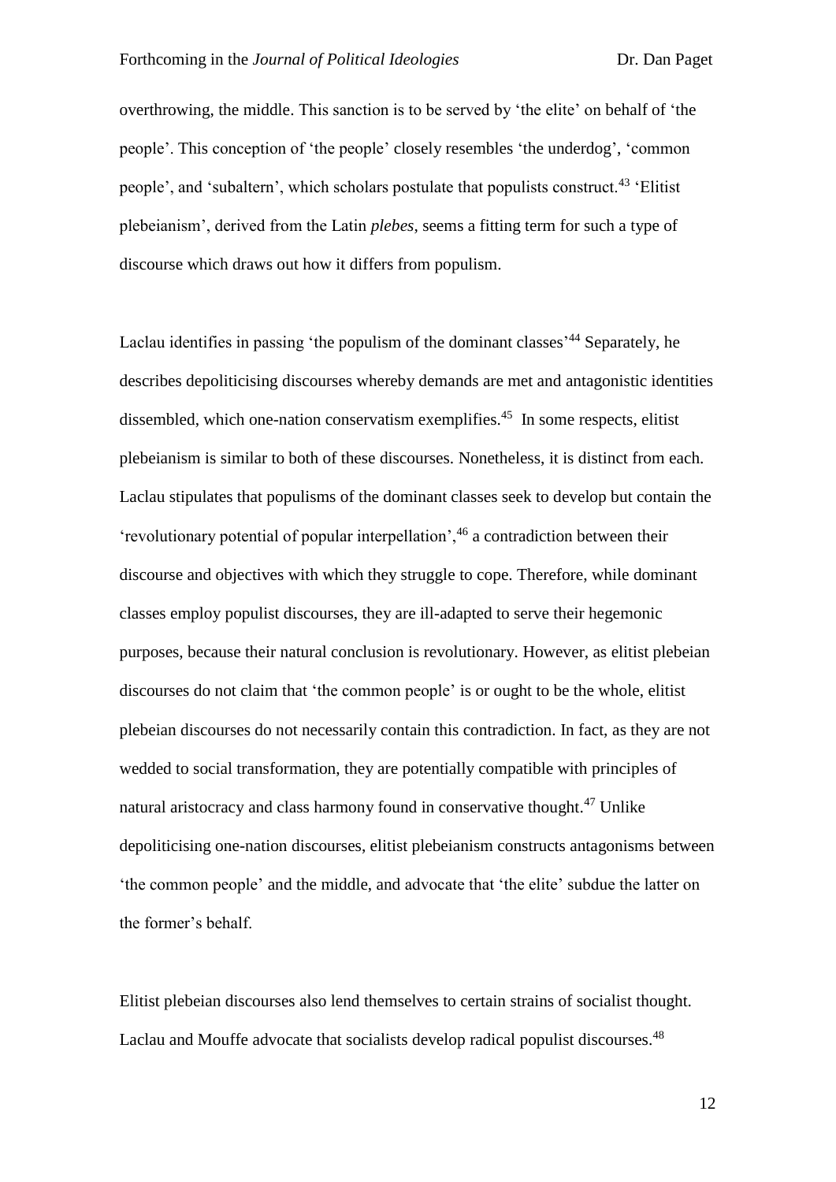overthrowing, the middle. This sanction is to be served by 'the elite' on behalf of 'the people'. This conception of 'the people' closely resembles 'the underdog', 'common people', and 'subaltern', which scholars postulate that populists construct.[43] 'Elitist plebeianism', derived from the Latin *plebes*, seems a fitting term for such a type of discourse which draws out how it differs from populism.

Laclau identifies in passing 'the populism of the dominant classes'[44] Separately, he describes depoliticising discourses whereby demands are met and antagonistic identities dissembled, which one-nation conservatism exemplifies.[45] In some respects, elitist plebeianism is similar to both of these discourses. Nonetheless, it is distinct from each. Laclau stipulates that populisms of the dominant classes seek to develop but contain the 'revolutionary potential of popular interpellation',[46] a contradiction between their discourse and objectives with which they struggle to cope. Therefore, while dominant classes employ populist discourses, they are ill-adapted to serve their hegemonic purposes, because their natural conclusion is revolutionary. However, as elitist plebeian discourses do not claim that 'the common people' is or ought to be the whole, elitist plebeian discourses do not necessarily contain this contradiction. In fact, as they are not wedded to social transformation, they are potentially compatible with principles of natural aristocracy and class harmony found in conservative thought.[47] Unlike depoliticising one-nation discourses, elitist plebeianism constructs antagonisms between 'the common people' and the middle, and advocate that 'the elite' subdue the latter on the former's behalf.

Elitist plebeian discourses also lend themselves to certain strains of socialist thought. Laclau and Mouffe advocate that socialists develop radical populist discourses.[48]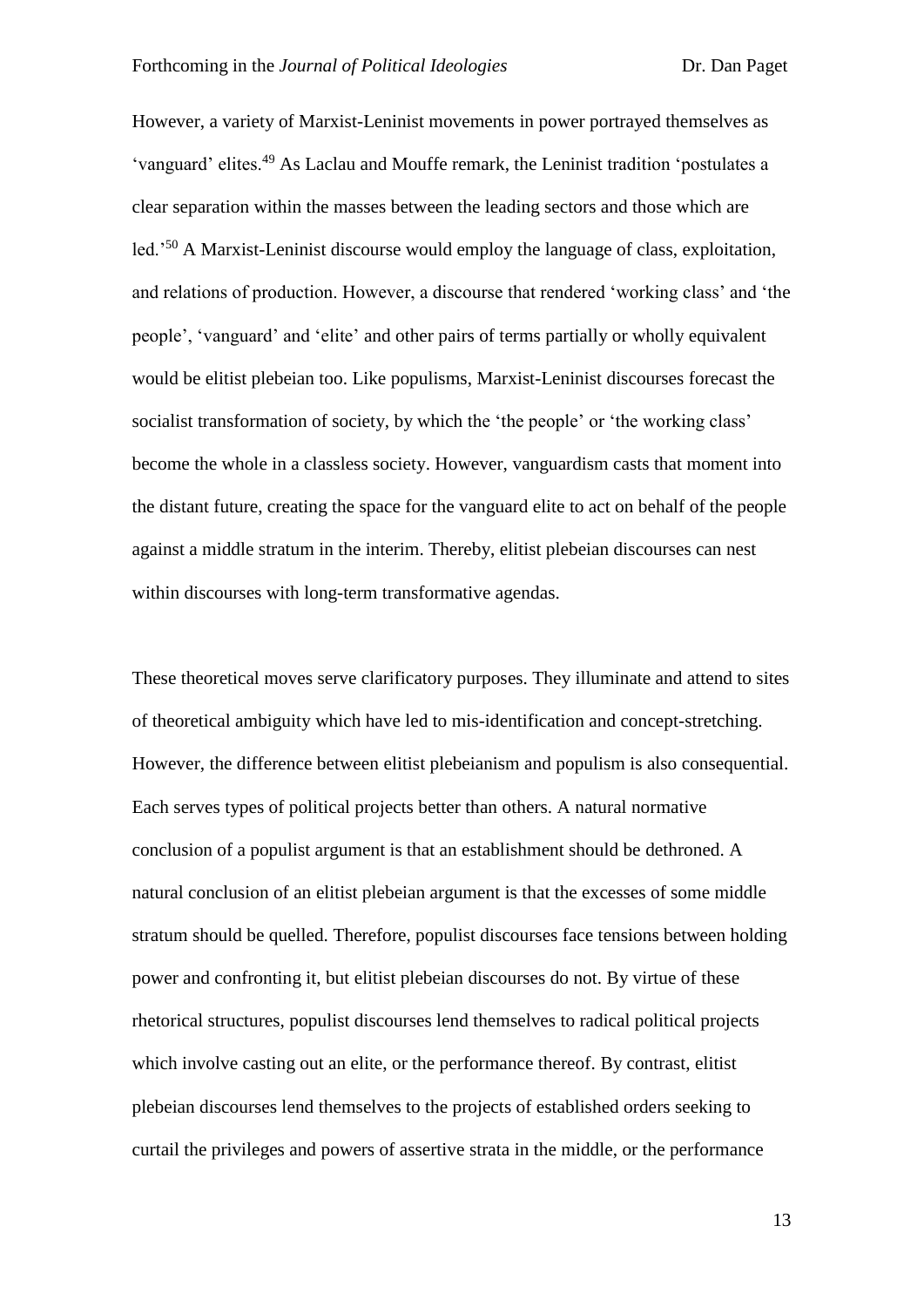However, a variety of Marxist-Leninist movements in power portrayed themselves as 'vanguard' elites.[49] As Laclau and Mouffe remark, the Leninist tradition 'postulates a clear separation within the masses between the leading sectors and those which are led.'[50] A Marxist-Leninist discourse would employ the language of class, exploitation, and relations of production. However, a discourse that rendered 'working class' and 'the people', 'vanguard' and 'elite' and other pairs of terms partially or wholly equivalent would be elitist plebeian too. Like populisms, Marxist-Leninist discourses forecast the socialist transformation of society, by which the 'the people' or 'the working class' become the whole in a classless society. However, vanguardism casts that moment into the distant future, creating the space for the vanguard elite to act on behalf of the people against a middle stratum in the interim. Thereby, elitist plebeian discourses can nest within discourses with long-term transformative agendas.

These theoretical moves serve clarificatory purposes. They illuminate and attend to sites of theoretical ambiguity which have led to mis-identification and concept-stretching. However, the difference between elitist plebeianism and populism is also consequential. Each serves types of political projects better than others. A natural normative conclusion of a populist argument is that an establishment should be dethroned. A natural conclusion of an elitist plebeian argument is that the excesses of some middle stratum should be quelled. Therefore, populist discourses face tensions between holding power and confronting it, but elitist plebeian discourses do not. By virtue of these rhetorical structures, populist discourses lend themselves to radical political projects which involve casting out an elite, or the performance thereof. By contrast, elitist plebeian discourses lend themselves to the projects of established orders seeking to curtail the privileges and powers of assertive strata in the middle, or the performance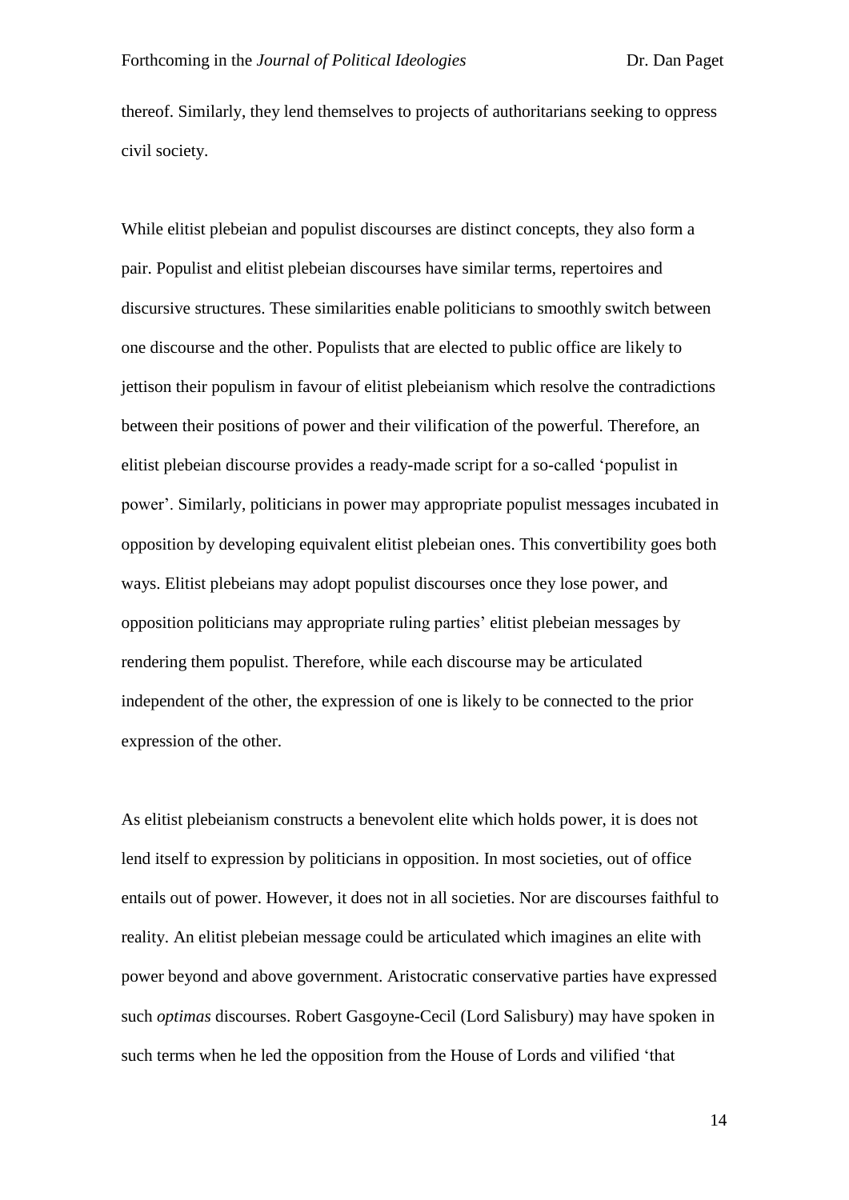thereof. Similarly, they lend themselves to projects of authoritarians seeking to oppress civil society.

While elitist plebeian and populist discourses are distinct concepts, they also form a pair. Populist and elitist plebeian discourses have similar terms, repertoires and discursive structures. These similarities enable politicians to smoothly switch between one discourse and the other. Populists that are elected to public office are likely to jettison their populism in favour of elitist plebeianism which resolve the contradictions between their positions of power and their vilification of the powerful. Therefore, an elitist plebeian discourse provides a ready-made script for a so-called 'populist in power'. Similarly, politicians in power may appropriate populist messages incubated in opposition by developing equivalent elitist plebeian ones. This convertibility goes both ways. Elitist plebeians may adopt populist discourses once they lose power, and opposition politicians may appropriate ruling parties' elitist plebeian messages by rendering them populist. Therefore, while each discourse may be articulated independent of the other, the expression of one is likely to be connected to the prior expression of the other.

As elitist plebeianism constructs a benevolent elite which holds power, it is does not lend itself to expression by politicians in opposition. In most societies, out of office entails out of power. However, it does not in all societies. Nor are discourses faithful to reality. An elitist plebeian message could be articulated which imagines an elite with power beyond and above government. Aristocratic conservative parties have expressed such *optimas* discourses. Robert Gasgoyne-Cecil (Lord Salisbury) may have spoken in such terms when he led the opposition from the House of Lords and vilified 'that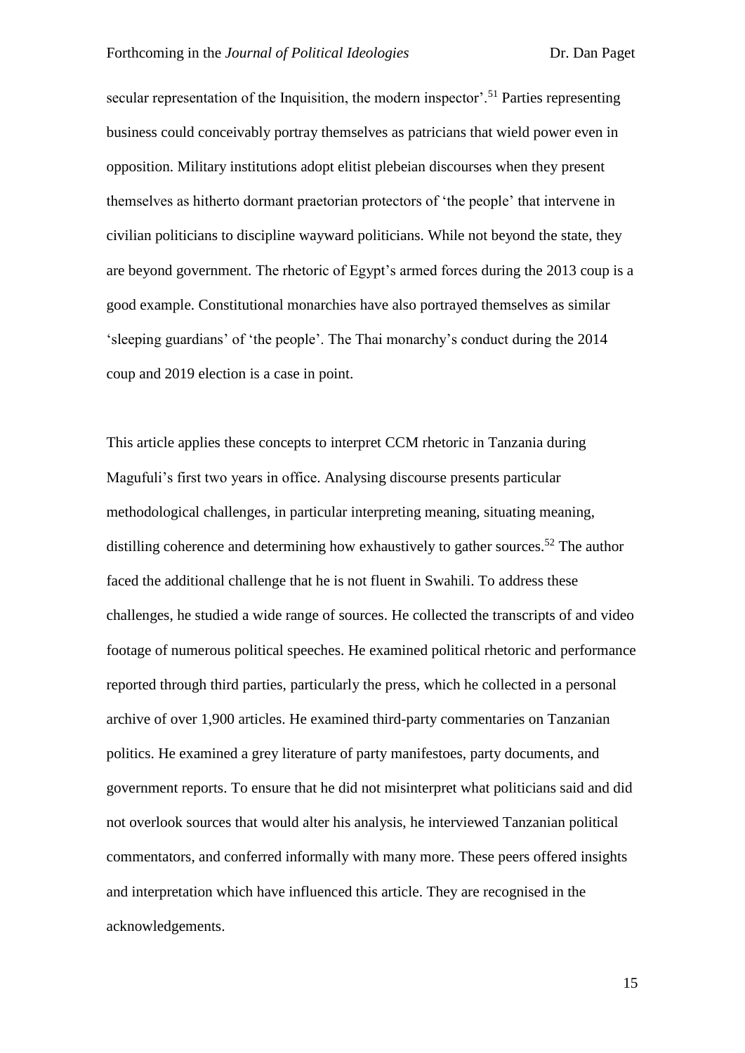secular representation of the Inquisition, the modern inspector'.[51] Parties representing business could conceivably portray themselves as patricians that wield power even in opposition. Military institutions adopt elitist plebeian discourses when they present themselves as hitherto dormant praetorian protectors of 'the people' that intervene in civilian politicians to discipline wayward politicians. While not beyond the state, they are beyond government. The rhetoric of Egypt's armed forces during the 2013 coup is a good example. Constitutional monarchies have also portrayed themselves as similar 'sleeping guardians' of 'the people'. The Thai monarchy's conduct during the 2014 coup and 2019 election is a case in point.

This article applies these concepts to interpret CCM rhetoric in Tanzania during Magufuli's first two years in office. Analysing discourse presents particular methodological challenges, in particular interpreting meaning, situating meaning, distilling coherence and determining how exhaustively to gather sources.[52] The author faced the additional challenge that he is not fluent in Swahili. To address these challenges, he studied a wide range of sources. He collected the transcripts of and video footage of numerous political speeches. He examined political rhetoric and performance reported through third parties, particularly the press, which he collected in a personal archive of over 1,900 articles. He examined third-party commentaries on Tanzanian politics. He examined a grey literature of party manifestoes, party documents, and government reports. To ensure that he did not misinterpret what politicians said and did not overlook sources that would alter his analysis, he interviewed Tanzanian political commentators, and conferred informally with many more. These peers offered insights and interpretation which have influenced this article. They are recognised in the acknowledgements.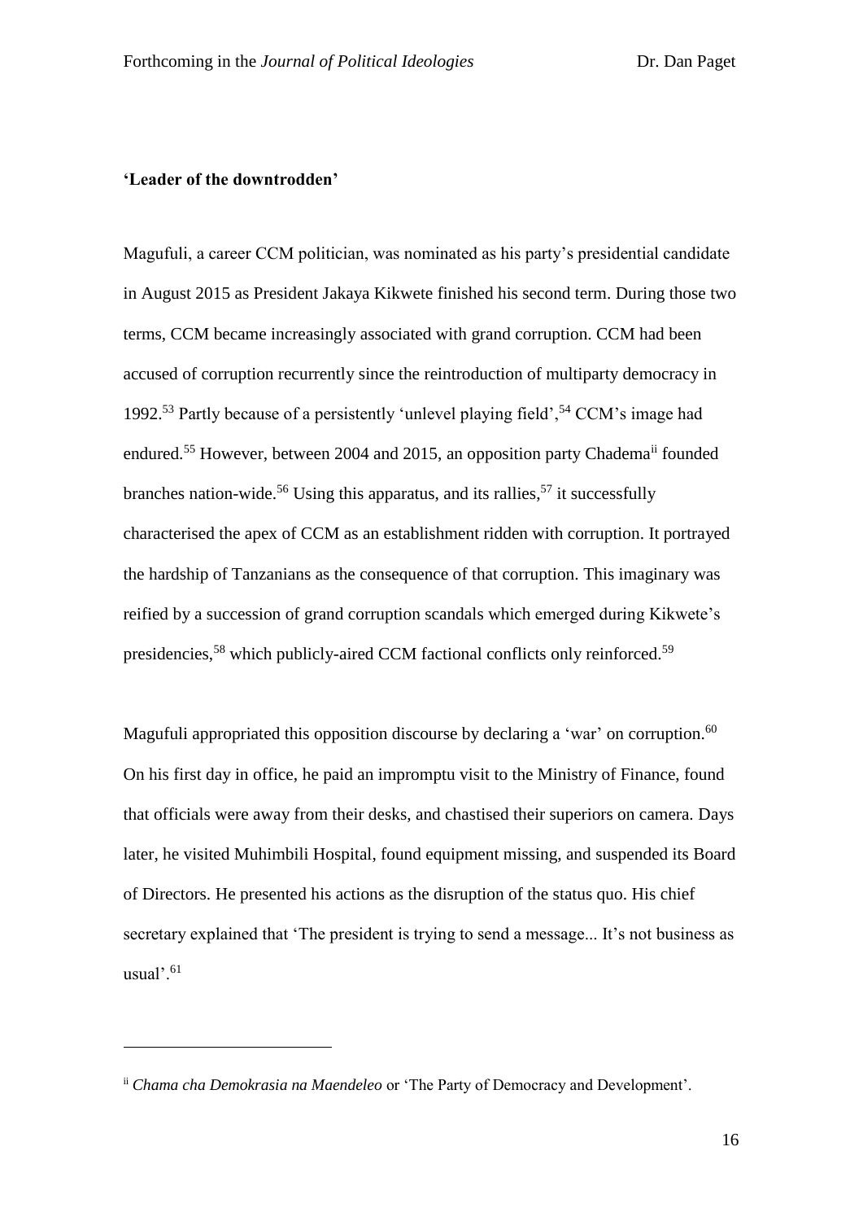**'Leader of the downtrodden'**

Magufuli, a career CCM politician, was nominated as his party's presidential candidate in August 2015 as President Jakaya Kikwete finished his second term. During those two terms, CCM became increasingly associated with grand corruption. CCM had been accused of corruption recurrently since the reintroduction of multiparty democracy in 1992.[53] Partly because of a persistently 'unlevel playing field',[54] CCM's image had endured.[55] However, between 2004 and 2015, an opposition party Chadema[ii] founded branches nation-wide.[56] Using this apparatus, and its rallies,[57] it successfully characterised the apex of CCM as an establishment ridden with corruption. It portrayed the hardship of Tanzanians as the consequence of that corruption. This imaginary was reified by a succession of grand corruption scandals which emerged during Kikwete's presidencies,[58] which publicly-aired CCM factional conflicts only reinforced.[59]

Magufuli appropriated this opposition discourse by declaring a 'war' on corruption.[60] On his first day in office, he paid an impromptu visit to the Ministry of Finance, found that officials were away from their desks, and chastised their superiors on camera. Days later, he visited Muhimbili Hospital, found equipment missing, and suspended its Board of Directors. He presented his actions as the disruption of the status quo. His chief secretary explained that 'The president is trying to send a message... It's not business as usual'.[61]

---

[ii] *Chama cha Demokrasia na Maendeleo* or 'The Party of Democracy and Development'.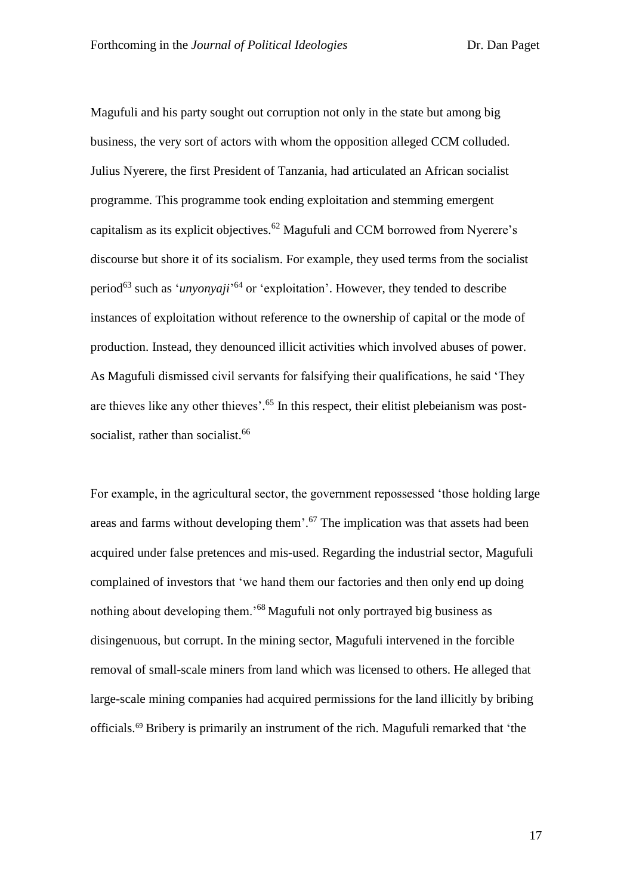Magufuli and his party sought out corruption not only in the state but among big business, the very sort of actors with whom the opposition alleged CCM colluded. Julius Nyerere, the first President of Tanzania, had articulated an African socialist programme. This programme took ending exploitation and stemming emergent capitalism as its explicit objectives.[62] Magufuli and CCM borrowed from Nyerere's discourse but shore it of its socialism. For example, they used terms from the socialist period[63] such as '*unyonyaji*'[64] or 'exploitation'. However, they tended to describe instances of exploitation without reference to the ownership of capital or the mode of production. Instead, they denounced illicit activities which involved abuses of power. As Magufuli dismissed civil servants for falsifying their qualifications, he said 'They are thieves like any other thieves'.[65] In this respect, their elitist plebeianism was post-socialist, rather than socialist.[66]

For example, in the agricultural sector, the government repossessed 'those holding large areas and farms without developing them'.[67] The implication was that assets had been acquired under false pretences and mis-used. Regarding the industrial sector, Magufuli complained of investors that 'we hand them our factories and then only end up doing nothing about developing them.'[68] Magufuli not only portrayed big business as disingenuous, but corrupt. In the mining sector, Magufuli intervened in the forcible removal of small-scale miners from land which was licensed to others. He alleged that large-scale mining companies had acquired permissions for the land illicitly by bribing officials.[69] Bribery is primarily an instrument of the rich. Magufuli remarked that 'the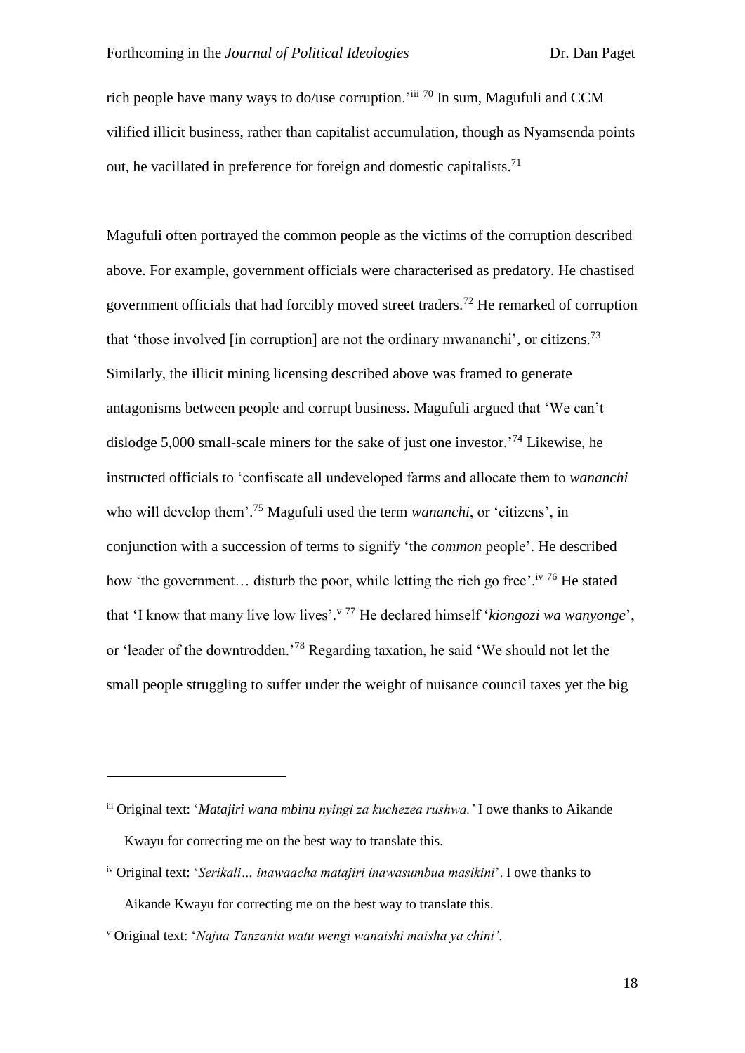rich people have many ways to do/use corruption.'[iii] [70] In sum, Magufuli and CCM vilified illicit business, rather than capitalist accumulation, though as Nyamsenda points out, he vacillated in preference for foreign and domestic capitalists.[71]

Magufuli often portrayed the common people as the victims of the corruption described above. For example, government officials were characterised as predatory. He chastised government officials that had forcibly moved street traders.[72] He remarked of corruption that 'those involved [in corruption] are not the ordinary mwananchi', or citizens.[73] Similarly, the illicit mining licensing described above was framed to generate antagonisms between people and corrupt business. Magufuli argued that 'We can't dislodge 5,000 small-scale miners for the sake of just one investor.'[74] Likewise, he instructed officials to 'confiscate all undeveloped farms and allocate them to *wananchi* who will develop them'.[75] Magufuli used the term *wananchi*, or 'citizens', in conjunction with a succession of terms to signify 'the *common* people'. He described how 'the government… disturb the poor, while letting the rich go free'.[iv] [76] He stated that 'I know that many live low lives'.[v] [77] He declared himself '*kiongozi wa wanyonge*', or 'leader of the downtrodden.'[78] Regarding taxation, he said 'We should not let the small people struggling to suffer under the weight of nuisance council taxes yet the big

---

[iii] Original text: '*Matajiri wana mbinu nyingi za kuchezea rushwa.'* I owe thanks to Aikande Kwayu for correcting me on the best way to translate this.

[iv] Original text: '*Serikali… inawaacha matajiri inawasumbua masikini*'. I owe thanks to Aikande Kwayu for correcting me on the best way to translate this.

[v] Original text: '*Najua Tanzania watu wengi wanaishi maisha ya chini'*.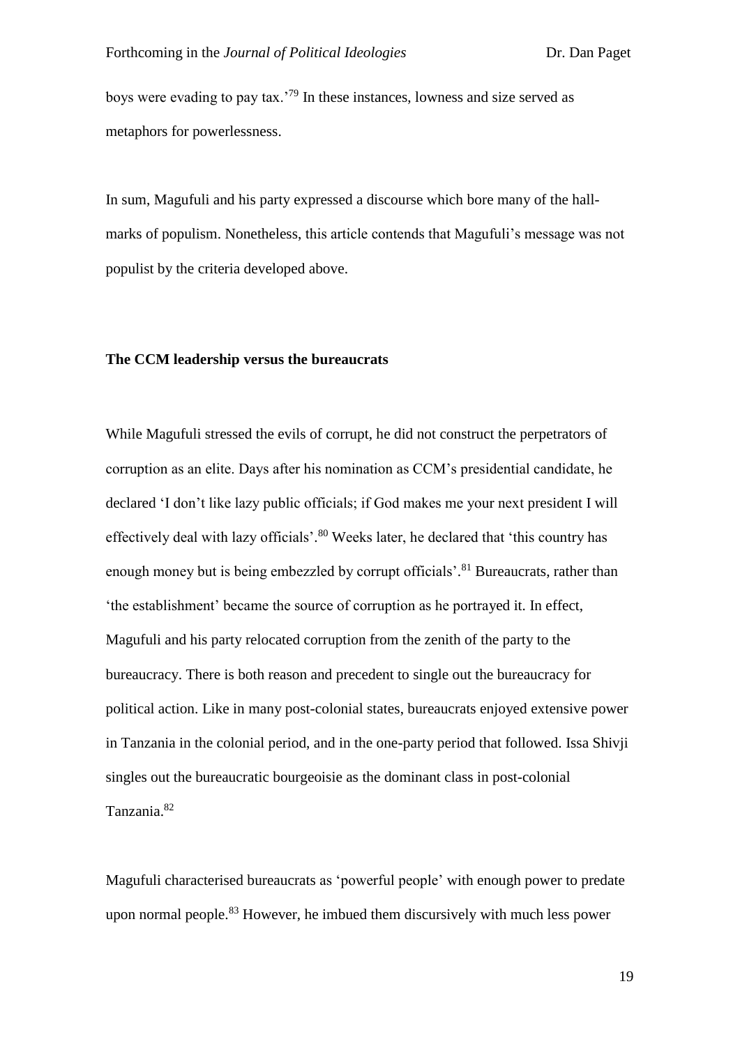boys were evading to pay tax.'[79] In these instances, lowness and size served as metaphors for powerlessness.

In sum, Magufuli and his party expressed a discourse which bore many of the hall-marks of populism. Nonetheless, this article contends that Magufuli's message was not populist by the criteria developed above.

## The CCM leadership versus the bureaucrats

While Magufuli stressed the evils of corrupt, he did not construct the perpetrators of corruption as an elite. Days after his nomination as CCM's presidential candidate, he declared 'I don't like lazy public officials; if God makes me your next president I will effectively deal with lazy officials'.[80] Weeks later, he declared that 'this country has enough money but is being embezzled by corrupt officials'.[81] Bureaucrats, rather than 'the establishment' became the source of corruption as he portrayed it. In effect, Magufuli and his party relocated corruption from the zenith of the party to the bureaucracy. There is both reason and precedent to single out the bureaucracy for political action. Like in many post-colonial states, bureaucrats enjoyed extensive power in Tanzania in the colonial period, and in the one-party period that followed. Issa Shivji singles out the bureaucratic bourgeoisie as the dominant class in post-colonial Tanzania.[82]

Magufuli characterised bureaucrats as 'powerful people' with enough power to predate upon normal people.[83] However, he imbued them discursively with much less power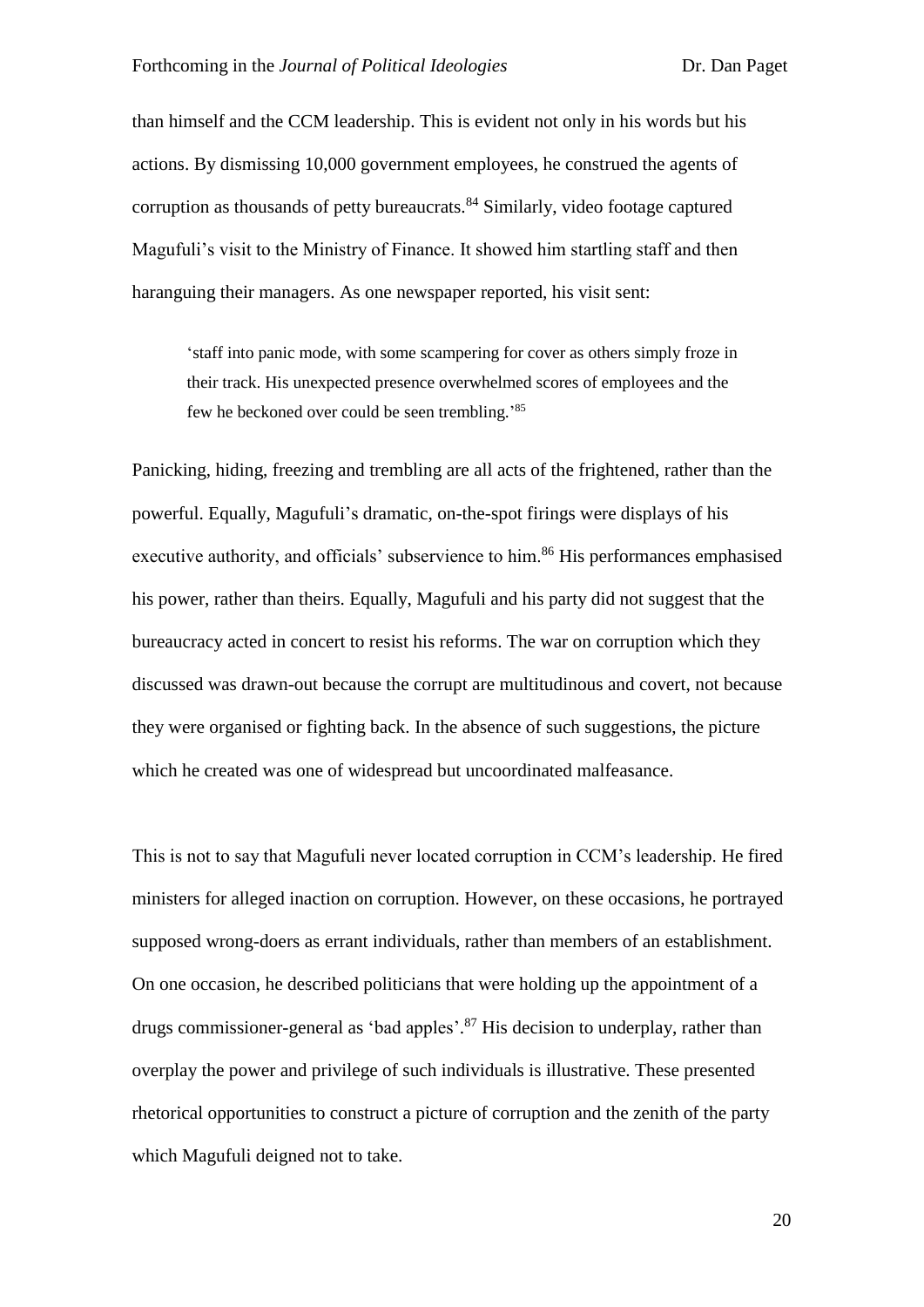than himself and the CCM leadership. This is evident not only in his words but his actions. By dismissing 10,000 government employees, he construed the agents of corruption as thousands of petty bureaucrats.[84] Similarly, video footage captured Magufuli's visit to the Ministry of Finance. It showed him startling staff and then haranguing their managers. As one newspaper reported, his visit sent:

> 'staff into panic mode, with some scampering for cover as others simply froze in their track. His unexpected presence overwhelmed scores of employees and the few he beckoned over could be seen trembling.'[85]

Panicking, hiding, freezing and trembling are all acts of the frightened, rather than the powerful. Equally, Magufuli's dramatic, on-the-spot firings were displays of his executive authority, and officials' subservience to him.[86] His performances emphasised his power, rather than theirs. Equally, Magufuli and his party did not suggest that the bureaucracy acted in concert to resist his reforms. The war on corruption which they discussed was drawn-out because the corrupt are multitudinous and covert, not because they were organised or fighting back. In the absence of such suggestions, the picture which he created was one of widespread but uncoordinated malfeasance.

This is not to say that Magufuli never located corruption in CCM's leadership. He fired ministers for alleged inaction on corruption. However, on these occasions, he portrayed supposed wrong-doers as errant individuals, rather than members of an establishment. On one occasion, he described politicians that were holding up the appointment of a drugs commissioner-general as 'bad apples'.[87] His decision to underplay, rather than overplay the power and privilege of such individuals is illustrative. These presented rhetorical opportunities to construct a picture of corruption and the zenith of the party which Magufuli deigned not to take.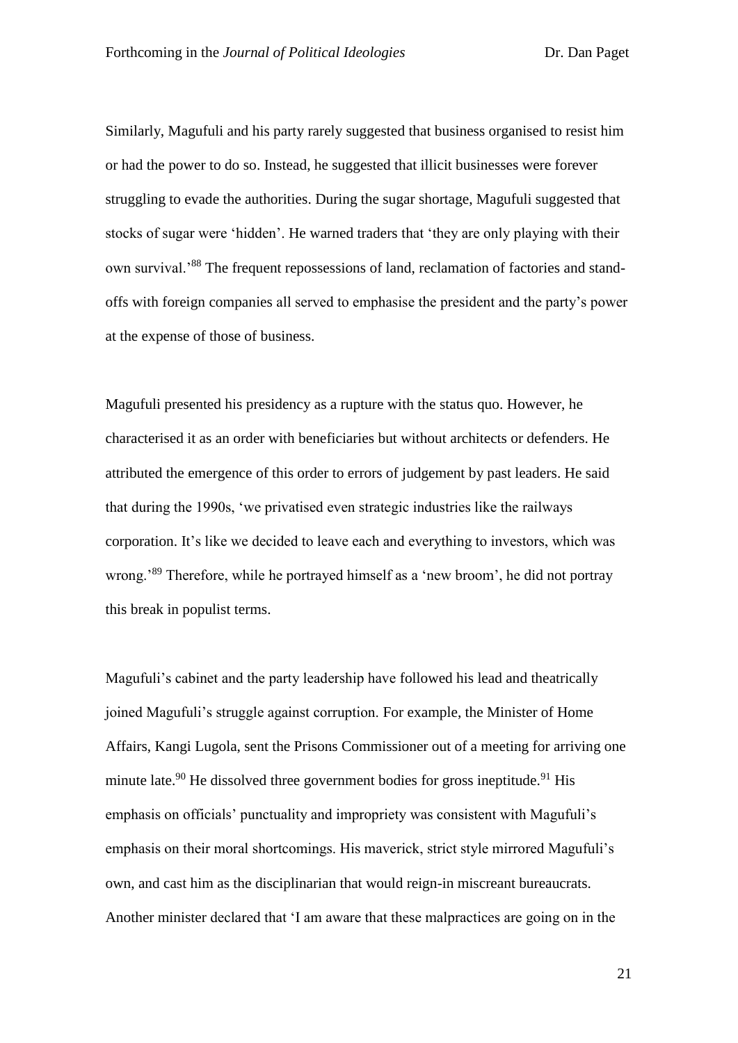Similarly, Magufuli and his party rarely suggested that business organised to resist him or had the power to do so. Instead, he suggested that illicit businesses were forever struggling to evade the authorities. During the sugar shortage, Magufuli suggested that stocks of sugar were 'hidden'. He warned traders that 'they are only playing with their own survival.'[88] The frequent repossessions of land, reclamation of factories and stand-offs with foreign companies all served to emphasise the president and the party's power at the expense of those of business.

Magufuli presented his presidency as a rupture with the status quo. However, he characterised it as an order with beneficiaries but without architects or defenders. He attributed the emergence of this order to errors of judgement by past leaders. He said that during the 1990s, 'we privatised even strategic industries like the railways corporation. It's like we decided to leave each and everything to investors, which was wrong.'[89] Therefore, while he portrayed himself as a 'new broom', he did not portray this break in populist terms.

Magufuli's cabinet and the party leadership have followed his lead and theatrically joined Magufuli's struggle against corruption. For example, the Minister of Home Affairs, Kangi Lugola, sent the Prisons Commissioner out of a meeting for arriving one minute late.[90] He dissolved three government bodies for gross ineptitude.[91] His emphasis on officials' punctuality and impropriety was consistent with Magufuli's emphasis on their moral shortcomings. His maverick, strict style mirrored Magufuli's own, and cast him as the disciplinarian that would reign-in miscreant bureaucrats. Another minister declared that 'I am aware that these malpractices are going on in the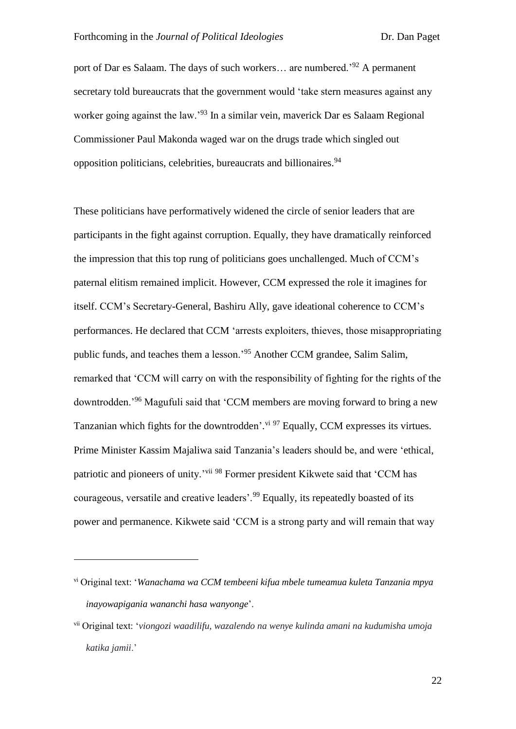port of Dar es Salaam. The days of such workers… are numbered.'[92] A permanent secretary told bureaucrats that the government would 'take stern measures against any worker going against the law.'[93] In a similar vein, maverick Dar es Salaam Regional Commissioner Paul Makonda waged war on the drugs trade which singled out opposition politicians, celebrities, bureaucrats and billionaires.[94]

These politicians have performatively widened the circle of senior leaders that are participants in the fight against corruption. Equally, they have dramatically reinforced the impression that this top rung of politicians goes unchallenged. Much of CCM's paternal elitism remained implicit. However, CCM expressed the role it imagines for itself. CCM's Secretary-General, Bashiru Ally, gave ideational coherence to CCM's performances. He declared that CCM 'arrests exploiters, thieves, those misappropriating public funds, and teaches them a lesson.'[95] Another CCM grandee, Salim Salim, remarked that 'CCM will carry on with the responsibility of fighting for the rights of the downtrodden.'[96] Magufuli said that 'CCM members are moving forward to bring a new Tanzanian which fights for the downtrodden'.[vi] [97] Equally, CCM expresses its virtues. Prime Minister Kassim Majaliwa said Tanzania's leaders should be, and were 'ethical, patriotic and pioneers of unity.'[vii] [98] Former president Kikwete said that 'CCM has courageous, versatile and creative leaders'.[99] Equally, its repeatedly boasted of its power and permanence. Kikwete said 'CCM is a strong party and will remain that way

---

[vi] Original text: '*Wanachama wa CCM tembeeni kifua mbele tumeamua kuleta Tanzania mpya inayowapigania wananchi hasa wanyonge*'.

[vii] Original text: '*viongozi waadilifu, wazalendo na wenye kulinda amani na kudumisha umoja katika jamii*.'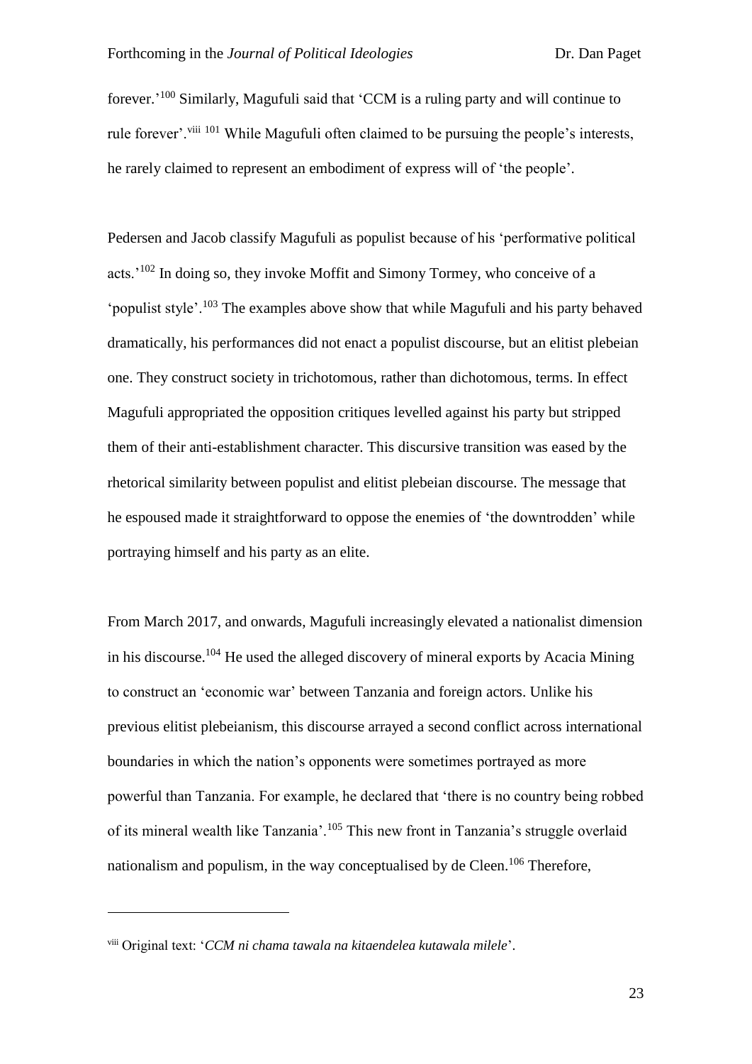forever.'[100] Similarly, Magufuli said that 'CCM is a ruling party and will continue to rule forever'.[viii] [101] While Magufuli often claimed to be pursuing the people's interests, he rarely claimed to represent an embodiment of express will of 'the people'.

Pedersen and Jacob classify Magufuli as populist because of his 'performative political acts.'[102] In doing so, they invoke Moffit and Simony Tormey, who conceive of a 'populist style'.[103] The examples above show that while Magufuli and his party behaved dramatically, his performances did not enact a populist discourse, but an elitist plebeian one. They construct society in trichotomous, rather than dichotomous, terms. In effect Magufuli appropriated the opposition critiques levelled against his party but stripped them of their anti-establishment character. This discursive transition was eased by the rhetorical similarity between populist and elitist plebeian discourse. The message that he espoused made it straightforward to oppose the enemies of 'the downtrodden' while portraying himself and his party as an elite.

From March 2017, and onwards, Magufuli increasingly elevated a nationalist dimension in his discourse.[104] He used the alleged discovery of mineral exports by Acacia Mining to construct an 'economic war' between Tanzania and foreign actors. Unlike his previous elitist plebeianism, this discourse arrayed a second conflict across international boundaries in which the nation's opponents were sometimes portrayed as more powerful than Tanzania. For example, he declared that 'there is no country being robbed of its mineral wealth like Tanzania'.[105] This new front in Tanzania's struggle overlaid nationalism and populism, in the way conceptualised by de Cleen.[106] Therefore,

---

[viii] Original text: '*CCM ni chama tawala na kitaendelea kutawala milele*'.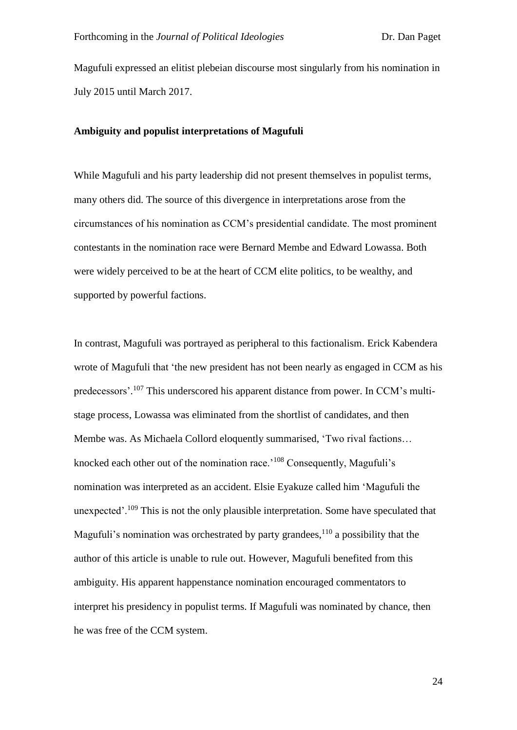Magufuli expressed an elitist plebeian discourse most singularly from his nomination in July 2015 until March 2017.

**Ambiguity and populist interpretations of Magufuli**

While Magufuli and his party leadership did not present themselves in populist terms, many others did. The source of this divergence in interpretations arose from the circumstances of his nomination as CCM's presidential candidate. The most prominent contestants in the nomination race were Bernard Membe and Edward Lowassa. Both were widely perceived to be at the heart of CCM elite politics, to be wealthy, and supported by powerful factions.

In contrast, Magufuli was portrayed as peripheral to this factionalism. Erick Kabendera wrote of Magufuli that 'the new president has not been nearly as engaged in CCM as his predecessors'.[107] This underscored his apparent distance from power. In CCM's multi-stage process, Lowassa was eliminated from the shortlist of candidates, and then Membe was. As Michaela Collord eloquently summarised, 'Two rival factions… knocked each other out of the nomination race.'[108] Consequently, Magufuli's nomination was interpreted as an accident. Elsie Eyakuze called him 'Magufuli the unexpected'.[109] This is not the only plausible interpretation. Some have speculated that Magufuli's nomination was orchestrated by party grandees,[110] a possibility that the author of this article is unable to rule out. However, Magufuli benefited from this ambiguity. His apparent happenstance nomination encouraged commentators to interpret his presidency in populist terms. If Magufuli was nominated by chance, then he was free of the CCM system.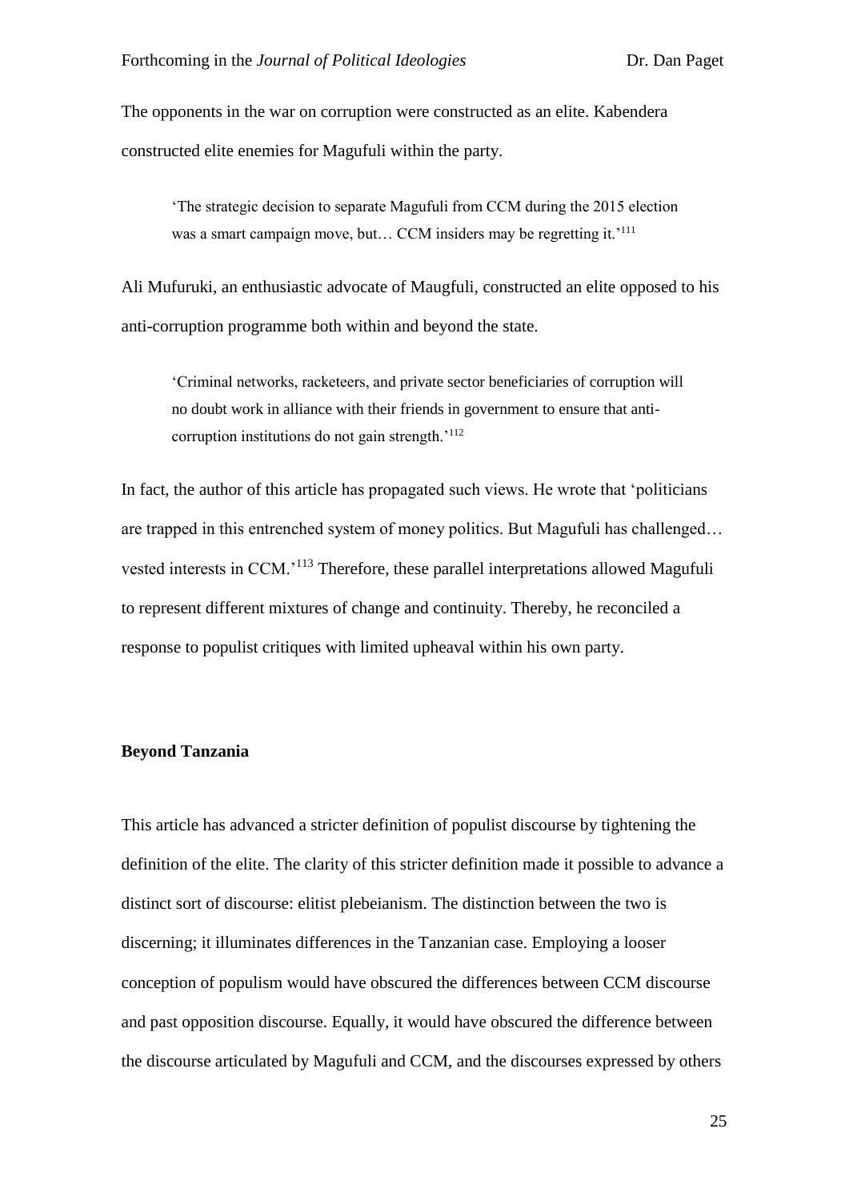The opponents in the war on corruption were constructed as an elite. Kabendera constructed elite enemies for Magufuli within the party.

> 'The strategic decision to separate Magufuli from CCM during the 2015 election was a smart campaign move, but… CCM insiders may be regretting it.'[111]

Ali Mufuruki, an enthusiastic advocate of Maugfuli, constructed an elite opposed to his anti-corruption programme both within and beyond the state.

> 'Criminal networks, racketeers, and private sector beneficiaries of corruption will no doubt work in alliance with their friends in government to ensure that anti-corruption institutions do not gain strength.'[112]

In fact, the author of this article has propagated such views. He wrote that 'politicians are trapped in this entrenched system of money politics. But Magufuli has challenged… vested interests in CCM.'[113] Therefore, these parallel interpretations allowed Magufuli to represent different mixtures of change and continuity. Thereby, he reconciled a response to populist critiques with limited upheaval within his own party.

## Beyond Tanzania

This article has advanced a stricter definition of populist discourse by tightening the definition of the elite. The clarity of this stricter definition made it possible to advance a distinct sort of discourse: elitist plebeianism. The distinction between the two is discerning; it illuminates differences in the Tanzanian case. Employing a looser conception of populism would have obscured the differences between CCM discourse and past opposition discourse. Equally, it would have obscured the difference between the discourse articulated by Magufuli and CCM, and the discourses expressed by others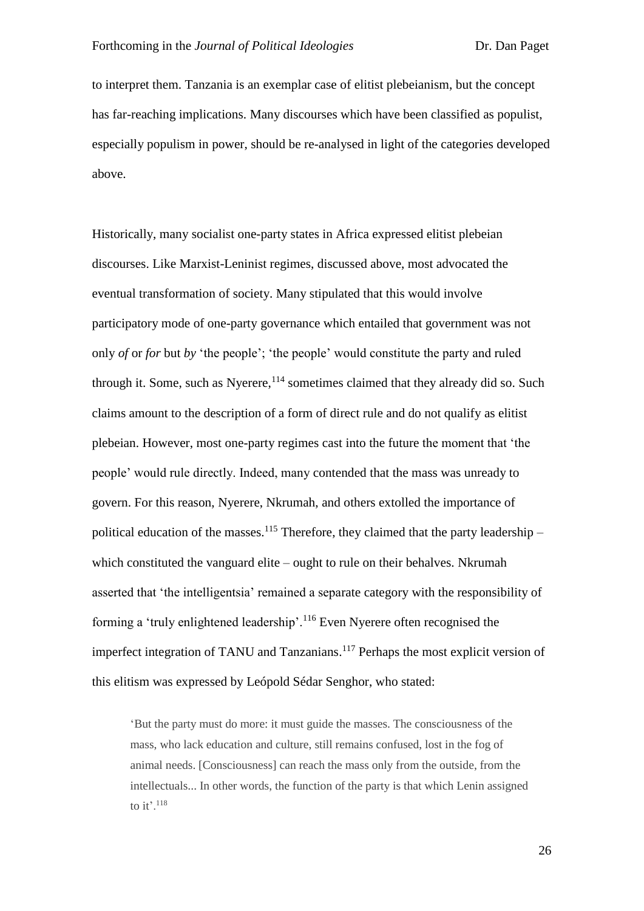to interpret them. Tanzania is an exemplar case of elitist plebeianism, but the concept has far-reaching implications. Many discourses which have been classified as populist, especially populism in power, should be re-analysed in light of the categories developed above.

Historically, many socialist one-party states in Africa expressed elitist plebeian discourses. Like Marxist-Leninist regimes, discussed above, most advocated the eventual transformation of society. Many stipulated that this would involve participatory mode of one-party governance which entailed that government was not only *of* or *for* but *by* 'the people'; 'the people' would constitute the party and ruled through it. Some, such as Nyerere,[114] sometimes claimed that they already did so. Such claims amount to the description of a form of direct rule and do not qualify as elitist plebeian. However, most one-party regimes cast into the future the moment that 'the people' would rule directly. Indeed, many contended that the mass was unready to govern. For this reason, Nyerere, Nkrumah, and others extolled the importance of political education of the masses.[115] Therefore, they claimed that the party leadership – which constituted the vanguard elite – ought to rule on their behalves. Nkrumah asserted that 'the intelligentsia' remained a separate category with the responsibility of forming a 'truly enlightened leadership'.[116] Even Nyerere often recognised the imperfect integration of TANU and Tanzanians.[117] Perhaps the most explicit version of this elitism was expressed by Leópold Sédar Senghor, who stated:

> 'But the party must do more: it must guide the masses. The consciousness of the mass, who lack education and culture, still remains confused, lost in the fog of animal needs. [Consciousness] can reach the mass only from the outside, from the intellectuals... In other words, the function of the party is that which Lenin assigned to it'.[118]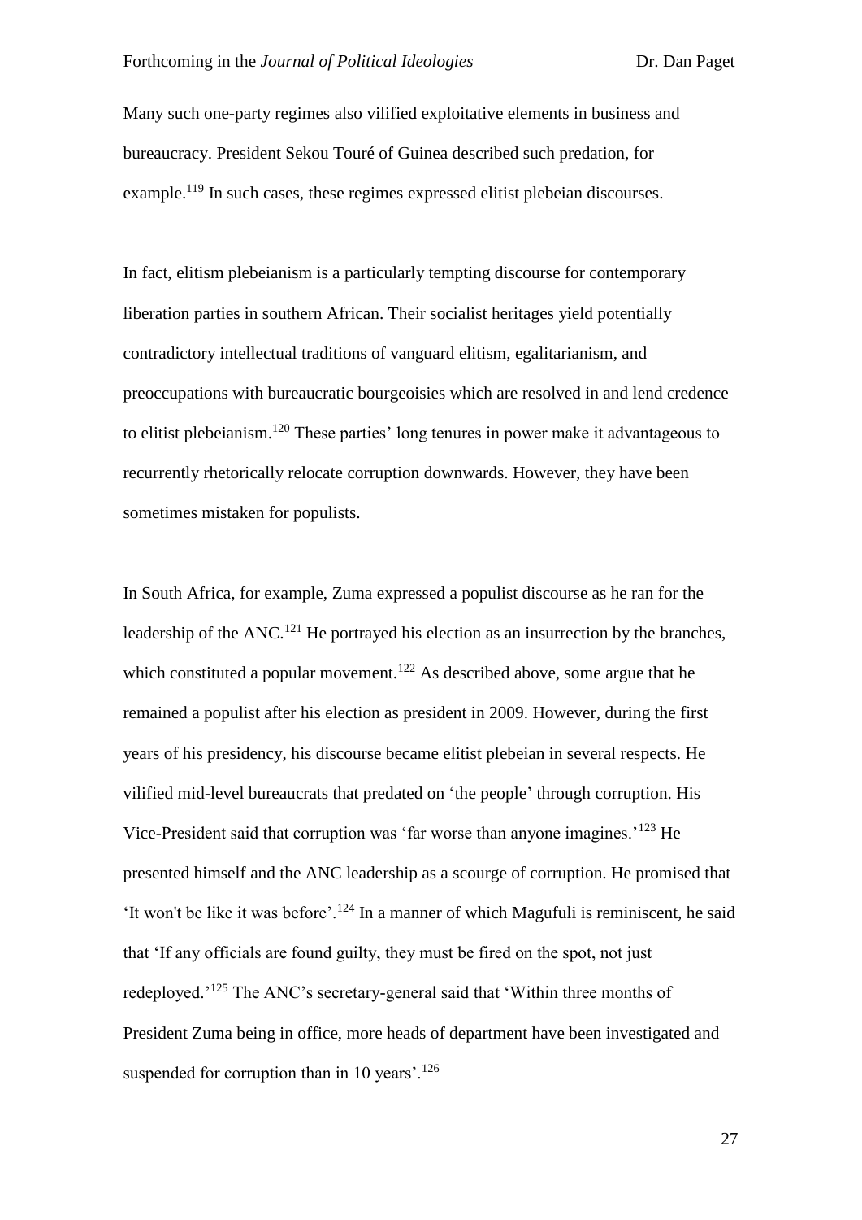Many such one-party regimes also vilified exploitative elements in business and bureaucracy. President Sekou Touré of Guinea described such predation, for example.[119] In such cases, these regimes expressed elitist plebeian discourses.

In fact, elitism plebeianism is a particularly tempting discourse for contemporary liberation parties in southern African. Their socialist heritages yield potentially contradictory intellectual traditions of vanguard elitism, egalitarianism, and preoccupations with bureaucratic bourgeoisies which are resolved in and lend credence to elitist plebeianism.[120] These parties' long tenures in power make it advantageous to recurrently rhetorically relocate corruption downwards. However, they have been sometimes mistaken for populists.

In South Africa, for example, Zuma expressed a populist discourse as he ran for the leadership of the ANC.[121] He portrayed his election as an insurrection by the branches, which constituted a popular movement.[122] As described above, some argue that he remained a populist after his election as president in 2009. However, during the first years of his presidency, his discourse became elitist plebeian in several respects. He vilified mid-level bureaucrats that predated on 'the people' through corruption. His Vice-President said that corruption was 'far worse than anyone imagines.'[123] He presented himself and the ANC leadership as a scourge of corruption. He promised that 'It won't be like it was before'.[124] In a manner of which Magufuli is reminiscent, he said that 'If any officials are found guilty, they must be fired on the spot, not just redeployed.'[125] The ANC's secretary-general said that 'Within three months of President Zuma being in office, more heads of department have been investigated and suspended for corruption than in 10 years'.[126]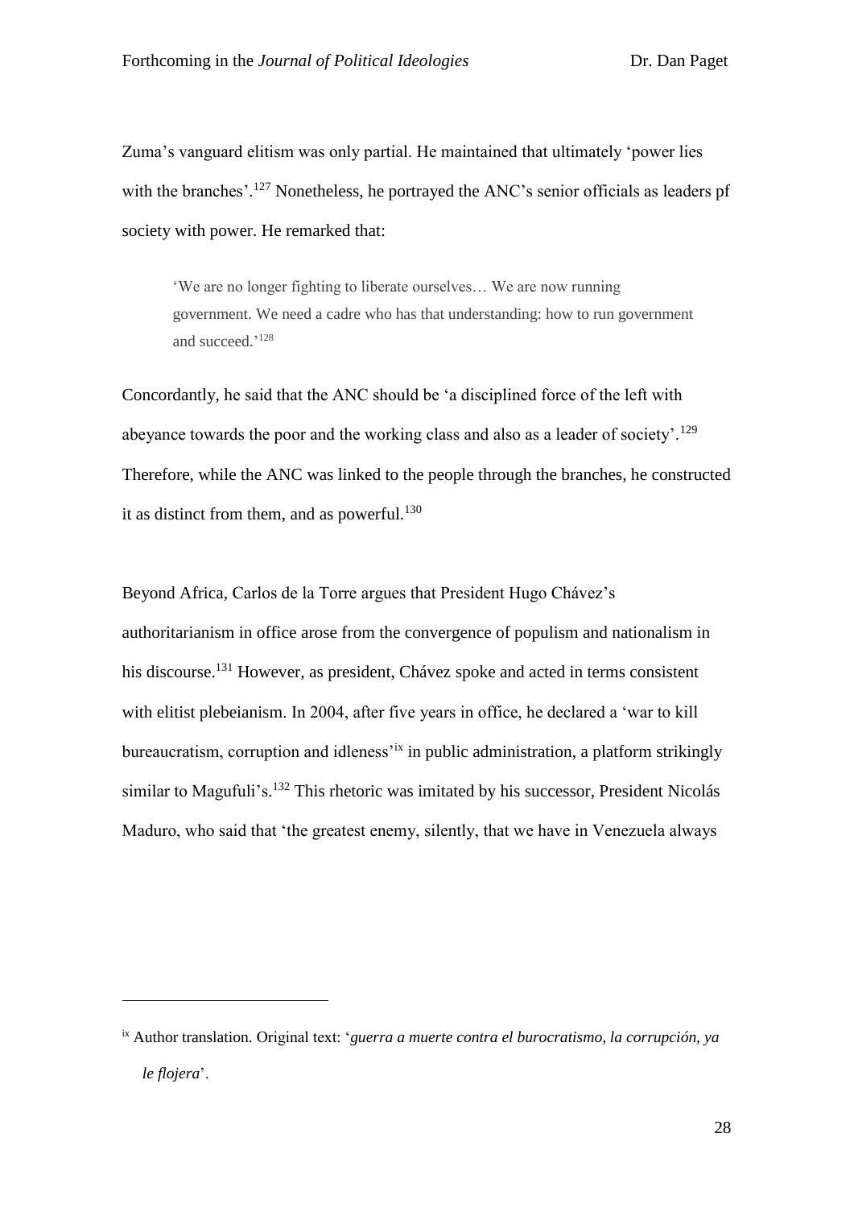Zuma's vanguard elitism was only partial. He maintained that ultimately 'power lies with the branches'.[127] Nonetheless, he portrayed the ANC's senior officials as leaders pf society with power. He remarked that:

> 'We are no longer fighting to liberate ourselves… We are now running government. We need a cadre who has that understanding: how to run government and succeed.'[128]

Concordantly, he said that the ANC should be 'a disciplined force of the left with abeyance towards the poor and the working class and also as a leader of society'.[129] Therefore, while the ANC was linked to the people through the branches, he constructed it as distinct from them, and as powerful.[130]

Beyond Africa, Carlos de la Torre argues that President Hugo Chávez's authoritarianism in office arose from the convergence of populism and nationalism in his discourse.[131] However, as president, Chávez spoke and acted in terms consistent with elitist plebeianism. In 2004, after five years in office, he declared a 'war to kill bureaucratism, corruption and idleness'[ix] in public administration, a platform strikingly similar to Magufuli's.[132] This rhetoric was imitated by his successor, President Nicolás Maduro, who said that 'the greatest enemy, silently, that we have in Venezuela always

---

[ix] Author translation. Original text: '*guerra a muerte contra el burocratismo, la corrupción, ya le flojera*'.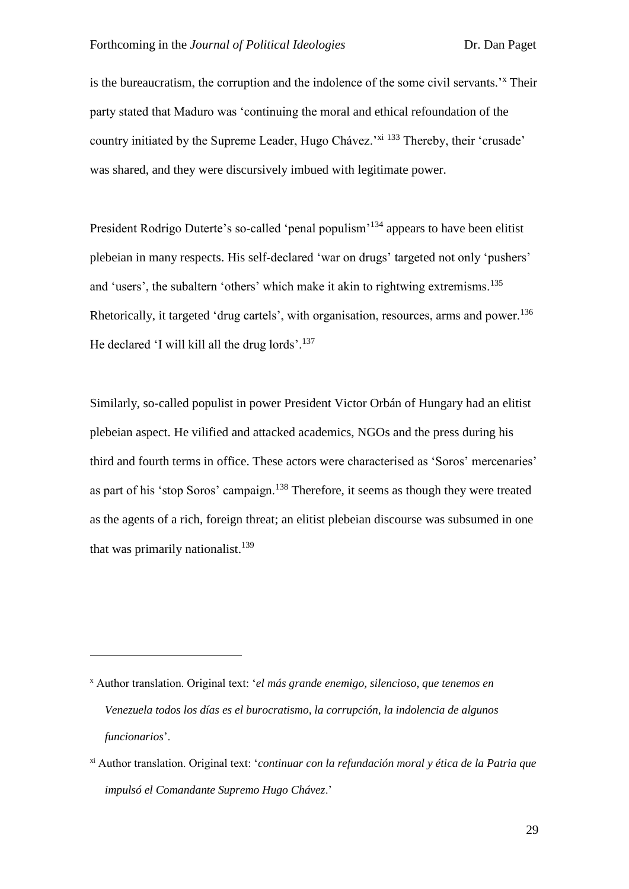is the bureaucratism, the corruption and the indolence of the some civil servants.'[x] Their party stated that Maduro was 'continuing the moral and ethical refoundation of the country initiated by the Supreme Leader, Hugo Chávez.'[xi] [133] Thereby, their 'crusade' was shared, and they were discursively imbued with legitimate power.

President Rodrigo Duterte's so-called 'penal populism'[134] appears to have been elitist plebeian in many respects. His self-declared 'war on drugs' targeted not only 'pushers' and 'users', the subaltern 'others' which make it akin to rightwing extremisms.[135] Rhetorically, it targeted 'drug cartels', with organisation, resources, arms and power.[136] He declared 'I will kill all the drug lords'.[137]

Similarly, so-called populist in power President Victor Orbán of Hungary had an elitist plebeian aspect. He vilified and attacked academics, NGOs and the press during his third and fourth terms in office. These actors were characterised as 'Soros' mercenaries' as part of his 'stop Soros' campaign.[138] Therefore, it seems as though they were treated as the agents of a rich, foreign threat; an elitist plebeian discourse was subsumed in one that was primarily nationalist.[139]

---

[x] Author translation. Original text: '*el más grande enemigo, silencioso, que tenemos en Venezuela todos los días es el burocratismo, la corrupción, la indolencia de algunos funcionarios*'.

[xi] Author translation. Original text: '*continuar con la refundación moral y ética de la Patria que impulsó el Comandante Supremo Hugo Chávez*.'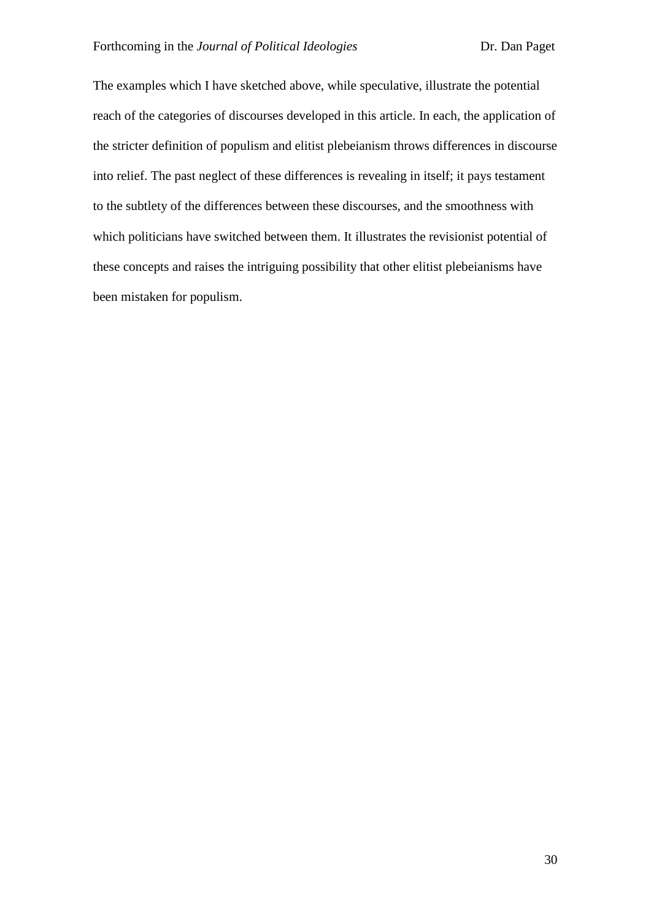The examples which I have sketched above, while speculative, illustrate the potential reach of the categories of discourses developed in this article. In each, the application of the stricter definition of populism and elitist plebeianism throws differences in discourse into relief. The past neglect of these differences is revealing in itself; it pays testament to the subtlety of the differences between these discourses, and the smoothness with which politicians have switched between them. It illustrates the revisionist potential of these concepts and raises the intriguing possibility that other elitist plebeianisms have been mistaken for populism.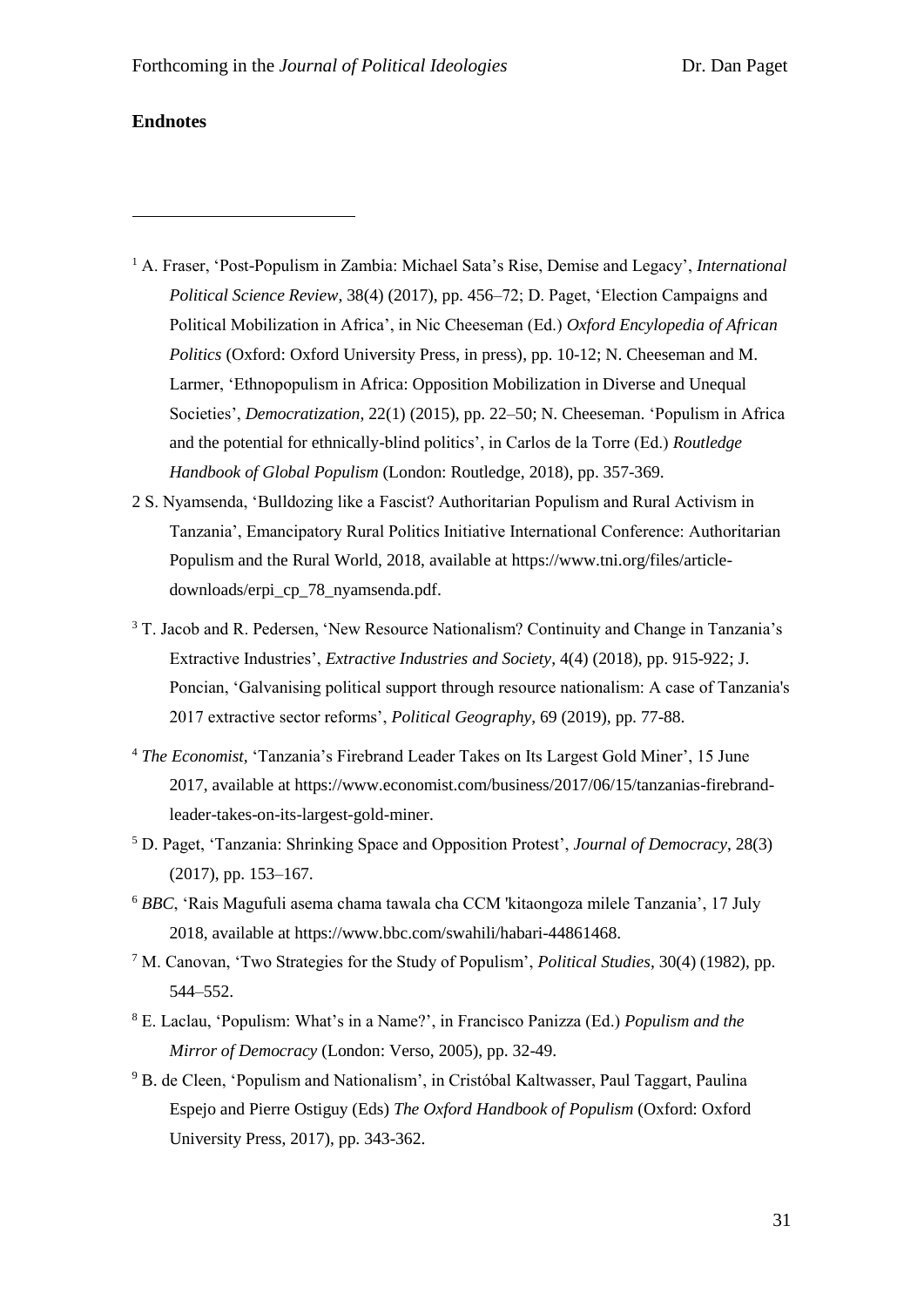**Endnotes**

[1] A. Fraser, 'Post-Populism in Zambia: Michael Sata's Rise, Demise and Legacy', *International Political Science Review*, 38(4) (2017), pp. 456–72; D. Paget, 'Election Campaigns and Political Mobilization in Africa', in Nic Cheeseman (Ed.) *Oxford Encylopedia of African Politics* (Oxford: Oxford University Press, in press), pp. 10-12; N. Cheeseman and M. Larmer, 'Ethnopopulism in Africa: Opposition Mobilization in Diverse and Unequal Societies', *Democratization*, 22(1) (2015), pp. 22–50; N. Cheeseman. 'Populism in Africa and the potential for ethnically-blind politics', in Carlos de la Torre (Ed.) *Routledge Handbook of Global Populism* (London: Routledge, 2018), pp. 357-369.

2 S. Nyamsenda, 'Bulldozing like a Fascist? Authoritarian Populism and Rural Activism in Tanzania', Emancipatory Rural Politics Initiative International Conference: Authoritarian Populism and the Rural World, 2018, available at https://www.tni.org/files/article-downloads/erpi_cp_78_nyamsenda.pdf.

[3] T. Jacob and R. Pedersen, 'New Resource Nationalism? Continuity and Change in Tanzania's Extractive Industries', *Extractive Industries and Society*, 4(4) (2018), pp. 915-922; J. Poncian, 'Galvanising political support through resource nationalism: A case of Tanzania's 2017 extractive sector reforms', *Political Geography*, 69 (2019), pp. 77-88.

[4] *The Economist,* 'Tanzania's Firebrand Leader Takes on Its Largest Gold Miner', 15 June 2017, available at https://www.economist.com/business/2017/06/15/tanzanias-firebrand-leader-takes-on-its-largest-gold-miner.

[5] D. Paget, 'Tanzania: Shrinking Space and Opposition Protest', *Journal of Democracy*, 28(3) (2017), pp. 153–167.

[6] *BBC*, 'Rais Magufuli asema chama tawala cha CCM 'kitaongoza milele Tanzania', 17 July 2018, available at https://www.bbc.com/swahili/habari-44861468.

[7] M. Canovan, 'Two Strategies for the Study of Populism', *Political Studies*, 30(4) (1982), pp. 544–552.

[8] E. Laclau, 'Populism: What's in a Name?', in Francisco Panizza (Ed.) *Populism and the Mirror of Democracy* (London: Verso, 2005), pp. 32-49.

[9] B. de Cleen, 'Populism and Nationalism', in Cristóbal Kaltwasser, Paul Taggart, Paulina Espejo and Pierre Ostiguy (Eds) *The Oxford Handbook of Populism* (Oxford: Oxford University Press, 2017), pp. 343-362.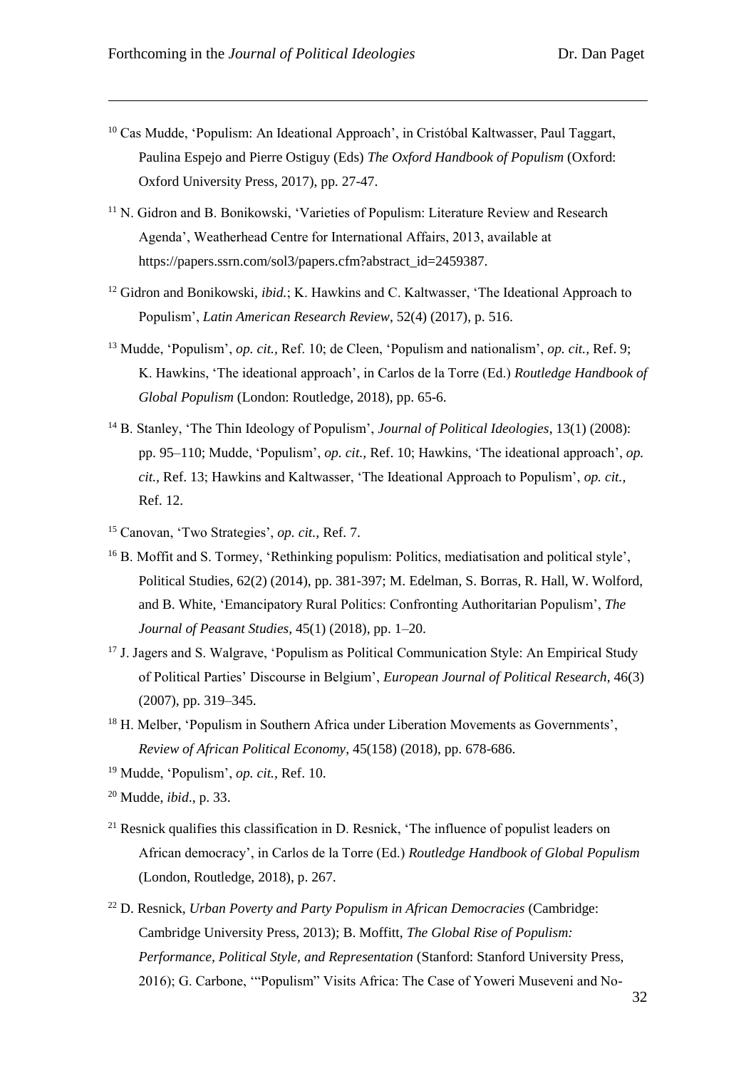[10] Cas Mudde, 'Populism: An Ideational Approach', in Cristóbal Kaltwasser, Paul Taggart, Paulina Espejo and Pierre Ostiguy (Eds) *The Oxford Handbook of Populism* (Oxford: Oxford University Press, 2017), pp. 27-47.

[11] N. Gidron and B. Bonikowski, 'Varieties of Populism: Literature Review and Research Agenda', Weatherhead Centre for International Affairs, 2013, available at https://papers.ssrn.com/sol3/papers.cfm?abstract_id=2459387.

[12] Gidron and Bonikowski, *ibid.*; K. Hawkins and C. Kaltwasser, 'The Ideational Approach to Populism', *Latin American Research Review*, 52(4) (2017), p. 516.

[13] Mudde, 'Populism', *op. cit.,* Ref. 10; de Cleen, 'Populism and nationalism', *op. cit.,* Ref. 9; K. Hawkins, 'The ideational approach', in Carlos de la Torre (Ed.) *Routledge Handbook of Global Populism* (London: Routledge, 2018), pp. 65-6.

[14] B. Stanley, 'The Thin Ideology of Populism', *Journal of Political Ideologies*, 13(1) (2008): pp. 95–110; Mudde, 'Populism', *op. cit.,* Ref. 10; Hawkins, 'The ideational approach', *op. cit.,* Ref. 13; Hawkins and Kaltwasser, 'The Ideational Approach to Populism', *op. cit.,* Ref. 12.

[15] Canovan, 'Two Strategies', *op. cit.*, Ref. 7.

[16] B. Moffit and S. Tormey, 'Rethinking populism: Politics, mediatisation and political style', Political Studies, 62(2) (2014), pp. 381-397; M. Edelman, S. Borras, R. Hall, W. Wolford, and B. White, 'Emancipatory Rural Politics: Confronting Authoritarian Populism', *The Journal of Peasant Studies*, 45(1) (2018), pp. 1–20.

[17] J. Jagers and S. Walgrave, 'Populism as Political Communication Style: An Empirical Study of Political Parties' Discourse in Belgium', *European Journal of Political Research*, 46(3) (2007), pp. 319–345.

[18] H. Melber, 'Populism in Southern Africa under Liberation Movements as Governments', *Review of African Political Economy*, 45(158) (2018), pp. 678-686.

[19] Mudde, 'Populism', *op. cit.,* Ref. 10.

[20] Mudde, *ibid*., p. 33.

[21] Resnick qualifies this classification in D. Resnick, 'The influence of populist leaders on African democracy', in Carlos de la Torre (Ed.) *Routledge Handbook of Global Populism* (London, Routledge, 2018), p. 267.

[22] D. Resnick, *Urban Poverty and Party Populism in African Democracies* (Cambridge: Cambridge University Press, 2013); B. Moffitt, *The Global Rise of Populism: Performance, Political Style, and Representation* (Stanford: Stanford University Press, 2016); G. Carbone, '"Populism" Visits Africa: The Case of Yoweri Museveni and No-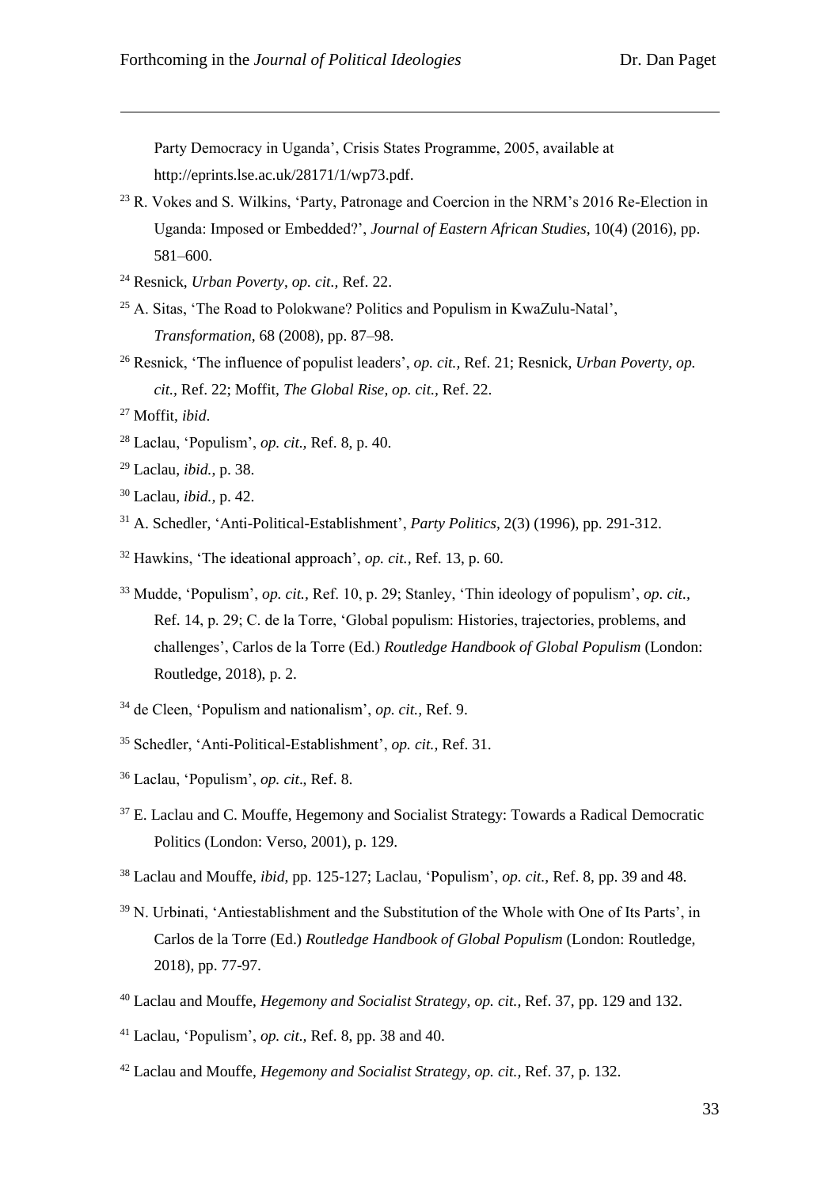Party Democracy in Uganda', Crisis States Programme, 2005, available at http://eprints.lse.ac.uk/28171/1/wp73.pdf.

[23] R. Vokes and S. Wilkins, 'Party, Patronage and Coercion in the NRM's 2016 Re-Election in Uganda: Imposed or Embedded?', *Journal of Eastern African Studies*, 10(4) (2016), pp. 581–600.

[24] Resnick, *Urban Poverty*, *op. cit.,* Ref. 22.

[25] A. Sitas, 'The Road to Polokwane? Politics and Populism in KwaZulu-Natal', *Transformation*, 68 (2008), pp. 87–98.

[26] Resnick, 'The influence of populist leaders', *op. cit.,* Ref. 21; Resnick, *Urban Poverty*, *op. cit.,* Ref. 22; Moffit, *The Global Rise*, *op. cit.*, Ref. 22.

[27] Moffit, *ibid*.

[28] Laclau, 'Populism', *op. cit.,* Ref. 8, p. 40.

[29] Laclau, *ibid.*, p. 38.

[30] Laclau, *ibid.,* p. 42.

[31] A. Schedler, 'Anti-Political-Establishment', *Party Politics,* 2(3) (1996), pp. 291-312.

[32] Hawkins, 'The ideational approach', *op. cit.,* Ref. 13, p. 60.

[33] Mudde, 'Populism', *op. cit.,* Ref. 10, p. 29; Stanley, 'Thin ideology of populism', *op. cit.,* Ref. 14, p. 29; C. de la Torre, 'Global populism: Histories, trajectories, problems, and challenges', Carlos de la Torre (Ed.) *Routledge Handbook of Global Populism* (London: Routledge, 2018), p. 2.

[34] de Cleen, 'Populism and nationalism', *op. cit.,* Ref. 9.

[35] Schedler, 'Anti-Political-Establishment', *op. cit.,* Ref. 31.

[36] Laclau, 'Populism', *op. cit*., Ref. 8.

[37] E. Laclau and C. Mouffe, Hegemony and Socialist Strategy: Towards a Radical Democratic Politics (London: Verso, 2001), p. 129.

[38] Laclau and Mouffe, *ibid*, pp. 125-127; Laclau, 'Populism', *op. cit.*, Ref. 8, pp. 39 and 48.

[39] N. Urbinati, 'Antiestablishment and the Substitution of the Whole with One of Its Parts', in Carlos de la Torre (Ed.) *Routledge Handbook of Global Populism* (London: Routledge, 2018), pp. 77-97.

[40] Laclau and Mouffe, *Hegemony and Socialist Strategy, op. cit.,* Ref. 37, pp. 129 and 132.

[41] Laclau, 'Populism', *op. cit.,* Ref. 8, pp. 38 and 40.

[42] Laclau and Mouffe, *Hegemony and Socialist Strategy, op. cit.,* Ref. 37, p. 132.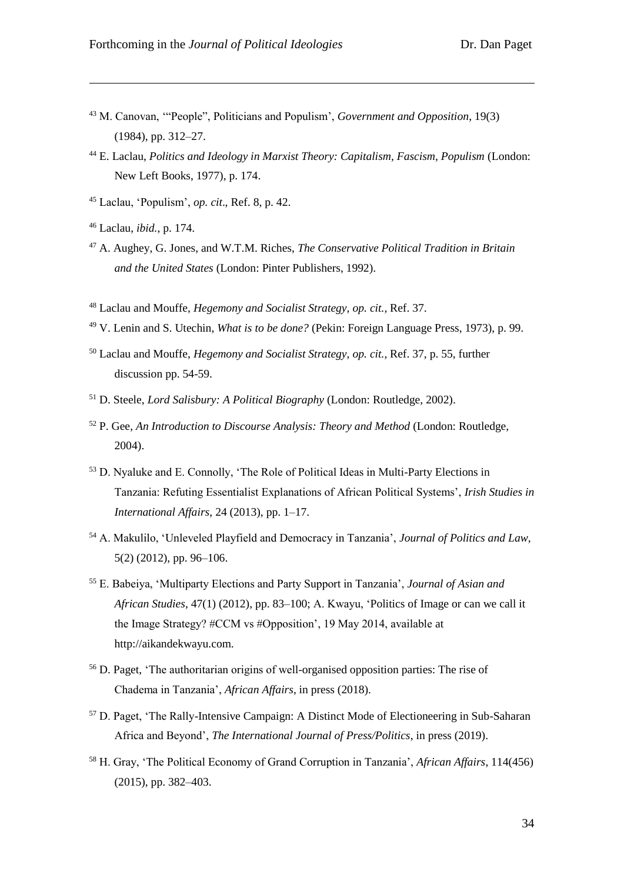[43] M. Canovan, '"People", Politicians and Populism', *Government and Opposition*, 19(3) (1984), pp. 312–27.

[44] E. Laclau, *Politics and Ideology in Marxist Theory: Capitalism, Fascism, Populism* (London: New Left Books, 1977), p. 174.

[45] Laclau, 'Populism', *op. cit*., Ref. 8, p. 42.

[46] Laclau, *ibid.*, p. 174.

[47] A. Aughey, G. Jones, and W.T.M. Riches, *The Conservative Political Tradition in Britain and the United States* (London: Pinter Publishers, 1992).

[48] Laclau and Mouffe, *Hegemony and Socialist Strategy*, *op. cit.*, Ref. 37.

[49] V. Lenin and S. Utechin, *What is to be done?* (Pekin: Foreign Language Press, 1973), p. 99.

[50] Laclau and Mouffe, *Hegemony and Socialist Strategy*, *op. cit.*, Ref. 37, p. 55, further discussion pp. 54-59.

[51] D. Steele, *Lord Salisbury: A Political Biography* (London: Routledge, 2002).

[52] P. Gee, *An Introduction to Discourse Analysis: Theory and Method* (London: Routledge, 2004).

[53] D. Nyaluke and E. Connolly, 'The Role of Political Ideas in Multi-Party Elections in Tanzania: Refuting Essentialist Explanations of African Political Systems', *Irish Studies in International Affairs*, 24 (2013), pp. 1–17.

[54] A. Makulilo, 'Unleveled Playfield and Democracy in Tanzania', *Journal of Politics and Law*, 5(2) (2012), pp. 96–106.

[55] E. Babeiya, 'Multiparty Elections and Party Support in Tanzania', *Journal of Asian and African Studies*, 47(1) (2012), pp. 83–100; A. Kwayu, 'Politics of Image or can we call it the Image Strategy? #CCM vs #Opposition', 19 May 2014, available at http://aikandekwayu.com.

[56] D. Paget, 'The authoritarian origins of well-organised opposition parties: The rise of Chadema in Tanzania', *African Affairs*, in press (2018).

[57] D. Paget, 'The Rally-Intensive Campaign: A Distinct Mode of Electioneering in Sub-Saharan Africa and Beyond', *The International Journal of Press/Politics*, in press (2019).

[58] H. Gray, 'The Political Economy of Grand Corruption in Tanzania', *African Affairs*, 114(456) (2015), pp. 382–403.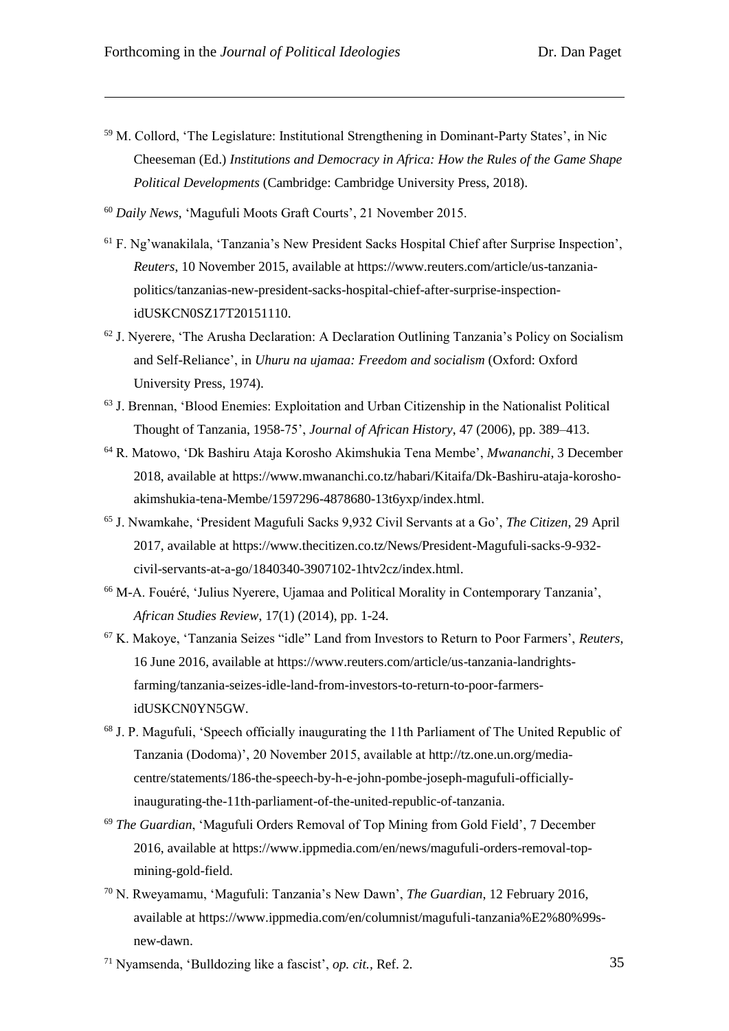[59] M. Collord, 'The Legislature: Institutional Strengthening in Dominant-Party States', in Nic Cheeseman (Ed.) *Institutions and Democracy in Africa: How the Rules of the Game Shape Political Developments* (Cambridge: Cambridge University Press, 2018).

[60] *Daily News*, 'Magufuli Moots Graft Courts', 21 November 2015.

[61] F. Ng'wanakilala, 'Tanzania's New President Sacks Hospital Chief after Surprise Inspection', *Reuters*, 10 November 2015, available at https://www.reuters.com/article/us-tanzania-politics/tanzanias-new-president-sacks-hospital-chief-after-surprise-inspection-idUSKCN0SZ17T20151110.

[62] J. Nyerere, 'The Arusha Declaration: A Declaration Outlining Tanzania's Policy on Socialism and Self-Reliance', in *Uhuru na ujamaa: Freedom and socialism* (Oxford: Oxford University Press, 1974).

[63] J. Brennan, 'Blood Enemies: Exploitation and Urban Citizenship in the Nationalist Political Thought of Tanzania, 1958-75', *Journal of African History*, 47 (2006), pp. 389–413.

[64] R. Matowo, 'Dk Bashiru Ataja Korosho Akimshukia Tena Membe', *Mwananchi*, 3 December 2018, available at https://www.mwananchi.co.tz/habari/Kitaifa/Dk-Bashiru-ataja-korosho-akimshukia-tena-Membe/1597296-4878680-13t6yxp/index.html.

[65] J. Nwamkahe, 'President Magufuli Sacks 9,932 Civil Servants at a Go', *The Citizen*, 29 April 2017, available at https://www.thecitizen.co.tz/News/President-Magufuli-sacks-9-932-civil-servants-at-a-go/1840340-3907102-1htv2cz/index.html.

[66] M-A. Fouéré, 'Julius Nyerere, Ujamaa and Political Morality in Contemporary Tanzania', *African Studies Review*, 17(1) (2014), pp. 1-24.

[67] K. Makoye, 'Tanzania Seizes "idle" Land from Investors to Return to Poor Farmers', *Reuters*, 16 June 2016, available at https://www.reuters.com/article/us-tanzania-landrights-farming/tanzania-seizes-idle-land-from-investors-to-return-to-poor-farmers-idUSKCN0YN5GW.

[68] J. P. Magufuli, 'Speech officially inaugurating the 11th Parliament of The United Republic of Tanzania (Dodoma)', 20 November 2015, available at http://tz.one.un.org/media-centre/statements/186-the-speech-by-h-e-john-pombe-joseph-magufuli-officially-inaugurating-the-11th-parliament-of-the-united-republic-of-tanzania.

[69] *The Guardian*, 'Magufuli Orders Removal of Top Mining from Gold Field', 7 December 2016, available at https://www.ippmedia.com/en/news/magufuli-orders-removal-top-mining-gold-field.

[70] N. Rweyamamu, 'Magufuli: Tanzania's New Dawn', *The Guardian*, 12 February 2016, available at https://www.ippmedia.com/en/columnist/magufuli-tanzania%E2%80%99s-new-dawn.

[71] Nyamsenda, 'Bulldozing like a fascist', *op. cit.*, Ref. 2.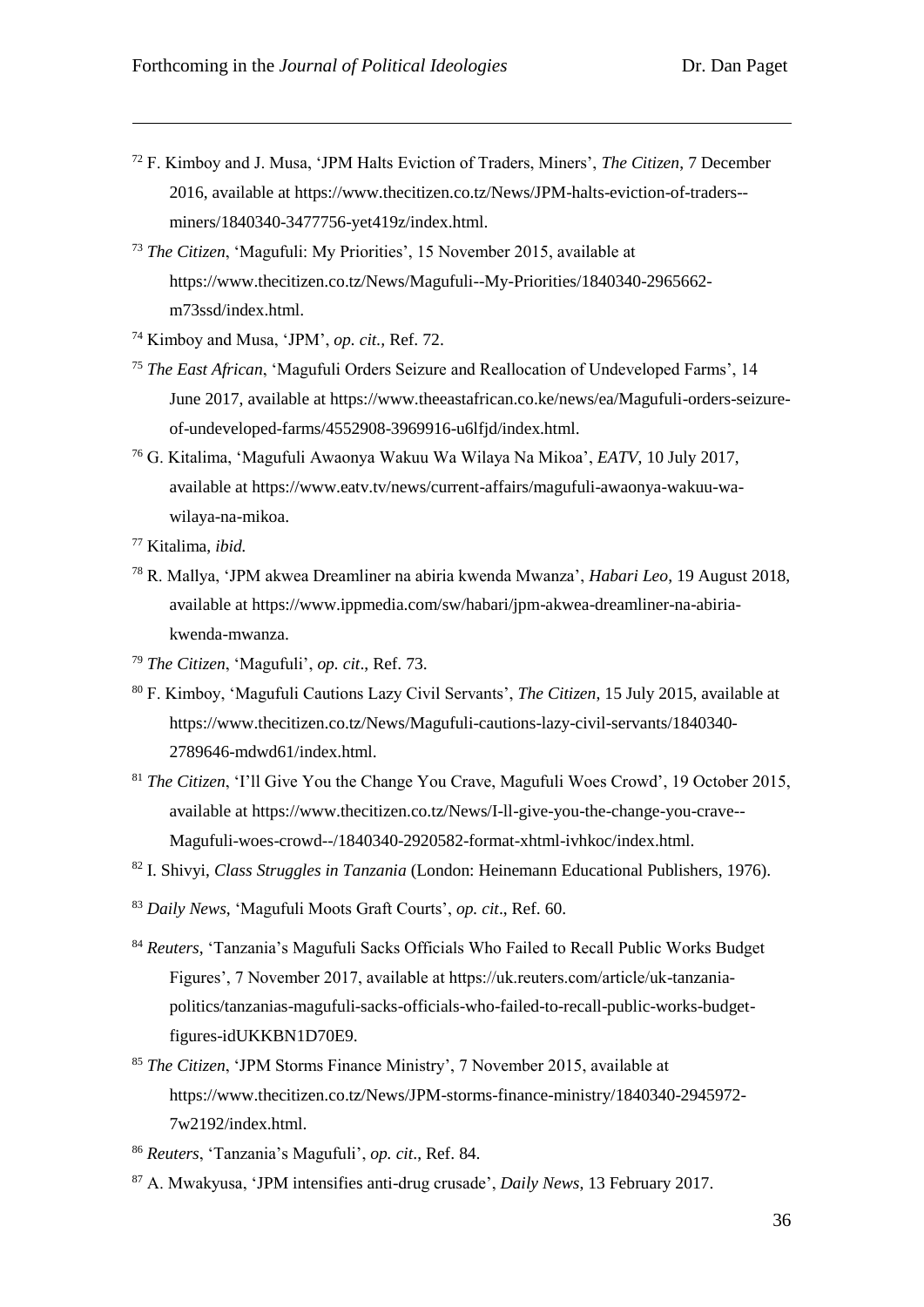[72] F. Kimboy and J. Musa, 'JPM Halts Eviction of Traders, Miners', *The Citizen*, 7 December 2016, available at https://www.thecitizen.co.tz/News/JPM-halts-eviction-of-traders--miners/1840340-3477756-yet419z/index.html.

[73] *The Citizen*, 'Magufuli: My Priorities', 15 November 2015, available at https://www.thecitizen.co.tz/News/Magufuli--My-Priorities/1840340-2965662-m73ssd/index.html.

[74] Kimboy and Musa, 'JPM', *op. cit.,* Ref. 72.

[75] *The East African*, 'Magufuli Orders Seizure and Reallocation of Undeveloped Farms', 14 June 2017, available at https://www.theeastafrican.co.ke/news/ea/Magufuli-orders-seizure-of-undeveloped-farms/4552908-3969916-u6lfjd/index.html.

[76] G. Kitalima, 'Magufuli Awaonya Wakuu Wa Wilaya Na Mikoa', *EATV*, 10 July 2017, available at https://www.eatv.tv/news/current-affairs/magufuli-awaonya-wakuu-wa-wilaya-na-mikoa.

[77] Kitalima, *ibid.*

[78] R. Mallya, 'JPM akwea Dreamliner na abiria kwenda Mwanza', *Habari Leo*, 19 August 2018, available at https://www.ippmedia.com/sw/habari/jpm-akwea-dreamliner-na-abiria-kwenda-mwanza.

[79] *The Citizen*, 'Magufuli', *op. cit*., Ref. 73.

[80] F. Kimboy, 'Magufuli Cautions Lazy Civil Servants', *The Citizen*, 15 July 2015, available at https://www.thecitizen.co.tz/News/Magufuli-cautions-lazy-civil-servants/1840340-2789646-mdwd61/index.html.

[81] *The Citizen*, 'I'll Give You the Change You Crave, Magufuli Woes Crowd', 19 October 2015, available at https://www.thecitizen.co.tz/News/I-ll-give-you-the-change-you-crave--Magufuli-woes-crowd--/1840340-2920582-format-xhtml-ivhkoc/index.html.

[82] I. Shivyi, *Class Struggles in Tanzania* (London: Heinemann Educational Publishers, 1976).

[83] *Daily News*, 'Magufuli Moots Graft Courts', *op. cit*., Ref. 60.

[84] *Reuters*, 'Tanzania's Magufuli Sacks Officials Who Failed to Recall Public Works Budget Figures', 7 November 2017, available at https://uk.reuters.com/article/uk-tanzania-politics/tanzanias-magufuli-sacks-officials-who-failed-to-recall-public-works-budget-figures-idUKKBN1D70E9.

[85] *The Citizen*, 'JPM Storms Finance Ministry', 7 November 2015, available at https://www.thecitizen.co.tz/News/JPM-storms-finance-ministry/1840340-2945972-7w2192/index.html.

[86] *Reuters*, 'Tanzania's Magufuli', *op. cit*., Ref. 84.

[87] A. Mwakyusa, 'JPM intensifies anti-drug crusade', *Daily News*, 13 February 2017.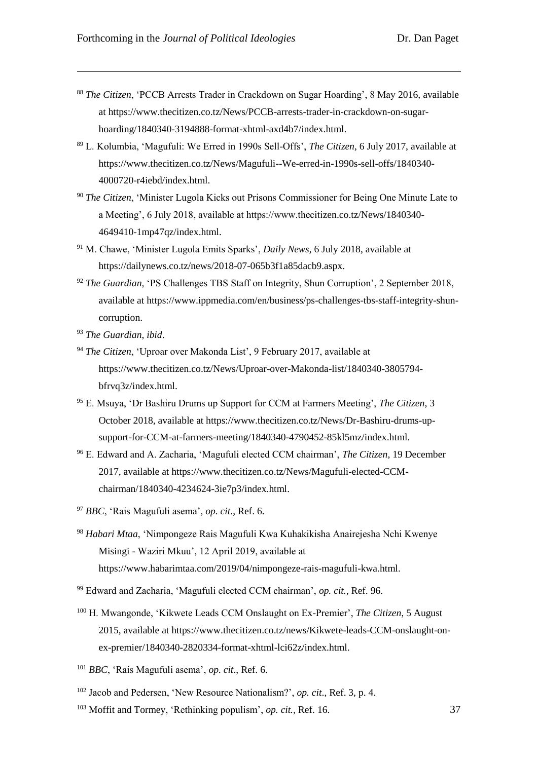[88] *The Citizen*, 'PCCB Arrests Trader in Crackdown on Sugar Hoarding', 8 May 2016, available at https://www.thecitizen.co.tz/News/PCCB-arrests-trader-in-crackdown-on-sugar-hoarding/1840340-3194888-format-xhtml-axd4b7/index.html.

[89] L. Kolumbia, 'Magufuli: We Erred in 1990s Sell-Offs', *The Citizen*, 6 July 2017, available at https://www.thecitizen.co.tz/News/Magufuli--We-erred-in-1990s-sell-offs/1840340-4000720-r4iebd/index.html.

[90] *The Citizen*, 'Minister Lugola Kicks out Prisons Commissioner for Being One Minute Late to a Meeting', 6 July 2018, available at https://www.thecitizen.co.tz/News/1840340-4649410-1mp47qz/index.html.

[91] M. Chawe, 'Minister Lugola Emits Sparks', *Daily News*, 6 July 2018, available at https://dailynews.co.tz/news/2018-07-065b3f1a85dacb9.aspx.

[92] *The Guardian*, 'PS Challenges TBS Staff on Integrity, Shun Corruption', 2 September 2018, available at https://www.ippmedia.com/en/business/ps-challenges-tbs-staff-integrity-shun-corruption.

[93] *The Guardian*, *ibid*.

[94] *The Citizen*, 'Uproar over Makonda List', 9 February 2017, available at https://www.thecitizen.co.tz/News/Uproar-over-Makonda-list/1840340-3805794-bfrvq3z/index.html.

[95] E. Msuya, 'Dr Bashiru Drums up Support for CCM at Farmers Meeting', *The Citizen*, 3 October 2018, available at https://www.thecitizen.co.tz/News/Dr-Bashiru-drums-up-support-for-CCM-at-farmers-meeting/1840340-4790452-85kl5mz/index.html.

[96] E. Edward and A. Zacharia, 'Magufuli elected CCM chairman', *The Citizen*, 19 December 2017, available at https://www.thecitizen.co.tz/News/Magufuli-elected-CCM-chairman/1840340-4234624-3ie7p3/index.html.

[97] *BBC*, 'Rais Magufuli asema', *op. cit*., Ref. 6.

[98] *Habari Mtaa*, 'Nimpongeze Rais Magufuli Kwa Kuhakikisha Anairejesha Nchi Kwenye Misingi - Waziri Mkuu', 12 April 2019, available at https://www.habarimtaa.com/2019/04/nimpongeze-rais-magufuli-kwa.html.

[99] Edward and Zacharia, 'Magufuli elected CCM chairman', *op. cit.*, Ref. 96.

[100] H. Mwangonde, 'Kikwete Leads CCM Onslaught on Ex-Premier', *The Citizen*, 5 August 2015, available at https://www.thecitizen.co.tz/news/Kikwete-leads-CCM-onslaught-on-ex-premier/1840340-2820334-format-xhtml-lci62z/index.html.

[101] *BBC*, 'Rais Magufuli asema', *op. cit*., Ref. 6.

[102] Jacob and Pedersen, 'New Resource Nationalism?', *op. cit*., Ref. 3, p. 4.

[103] Moffit and Tormey, 'Rethinking populism', *op. cit.*, Ref. 16.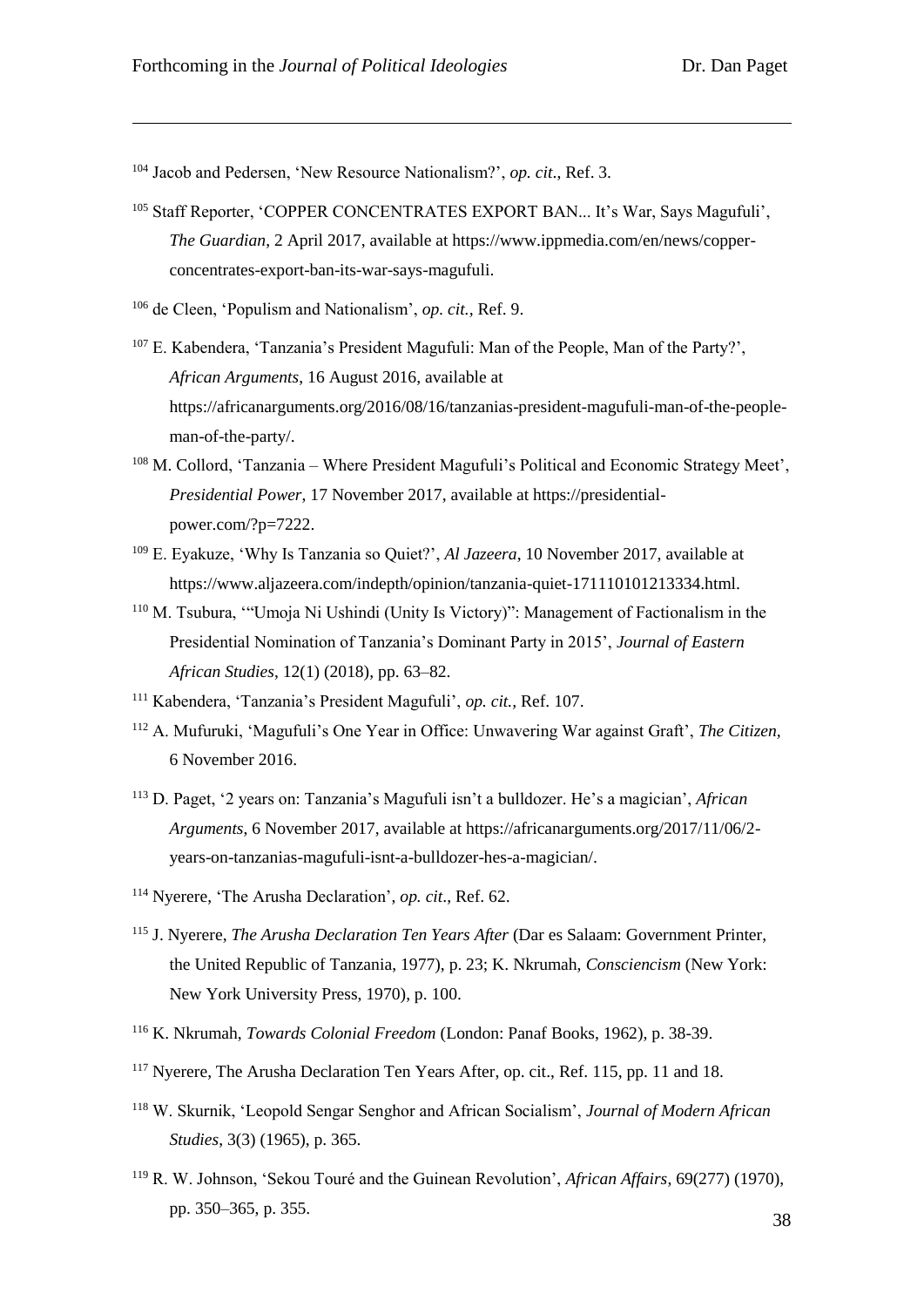[104] Jacob and Pedersen, 'New Resource Nationalism?', *op. cit*., Ref. 3.

[105] Staff Reporter, 'COPPER CONCENTRATES EXPORT BAN... It's War, Says Magufuli', *The Guardian*, 2 April 2017, available at https://www.ippmedia.com/en/news/copper-concentrates-export-ban-its-war-says-magufuli.

[106] de Cleen, 'Populism and Nationalism', *op. cit.*, Ref. 9.

[107] E. Kabendera, 'Tanzania's President Magufuli: Man of the People, Man of the Party?', *African Arguments*, 16 August 2016, available at https://africanarguments.org/2016/08/16/tanzanias-president-magufuli-man-of-the-people-man-of-the-party/.

[108] M. Collord, 'Tanzania – Where President Magufuli's Political and Economic Strategy Meet', *Presidential Power*, 17 November 2017, available at https://presidential-power.com/?p=7222.

[109] E. Eyakuze, 'Why Is Tanzania so Quiet?', *Al Jazeera*, 10 November 2017, available at https://www.aljazeera.com/indepth/opinion/tanzania-quiet-171110101213334.html.

[110] M. Tsubura, '"Umoja Ni Ushindi (Unity Is Victory)": Management of Factionalism in the Presidential Nomination of Tanzania's Dominant Party in 2015', *Journal of Eastern African Studies*, 12(1) (2018), pp. 63–82.

[111] Kabendera, 'Tanzania's President Magufuli', *op. cit.*, Ref. 107.

[112] A. Mufuruki, 'Magufuli's One Year in Office: Unwavering War against Graft', *The Citizen*, 6 November 2016.

[113] D. Paget, '2 years on: Tanzania's Magufuli isn't a bulldozer. He's a magician', *African Arguments*, 6 November 2017, available at https://africanarguments.org/2017/11/06/2-years-on-tanzanias-magufuli-isnt-a-bulldozer-hes-a-magician/.

[114] Nyerere, 'The Arusha Declaration', *op. cit*., Ref. 62.

[115] J. Nyerere, *The Arusha Declaration Ten Years After* (Dar es Salaam: Government Printer, the United Republic of Tanzania, 1977), p. 23; K. Nkrumah, *Consciencism* (New York: New York University Press, 1970), p. 100.

[116] K. Nkrumah, *Towards Colonial Freedom* (London: Panaf Books, 1962), p. 38-39.

[117] Nyerere, The Arusha Declaration Ten Years After, op. cit., Ref. 115, pp. 11 and 18.

[118] W. Skurnik, 'Leopold Sengar Senghor and African Socialism', *Journal of Modern African Studies*, 3(3) (1965), p. 365.

[119] R. W. Johnson, 'Sekou Touré and the Guinean Revolution', *African Affairs*, 69(277) (1970), pp. 350–365, p. 355.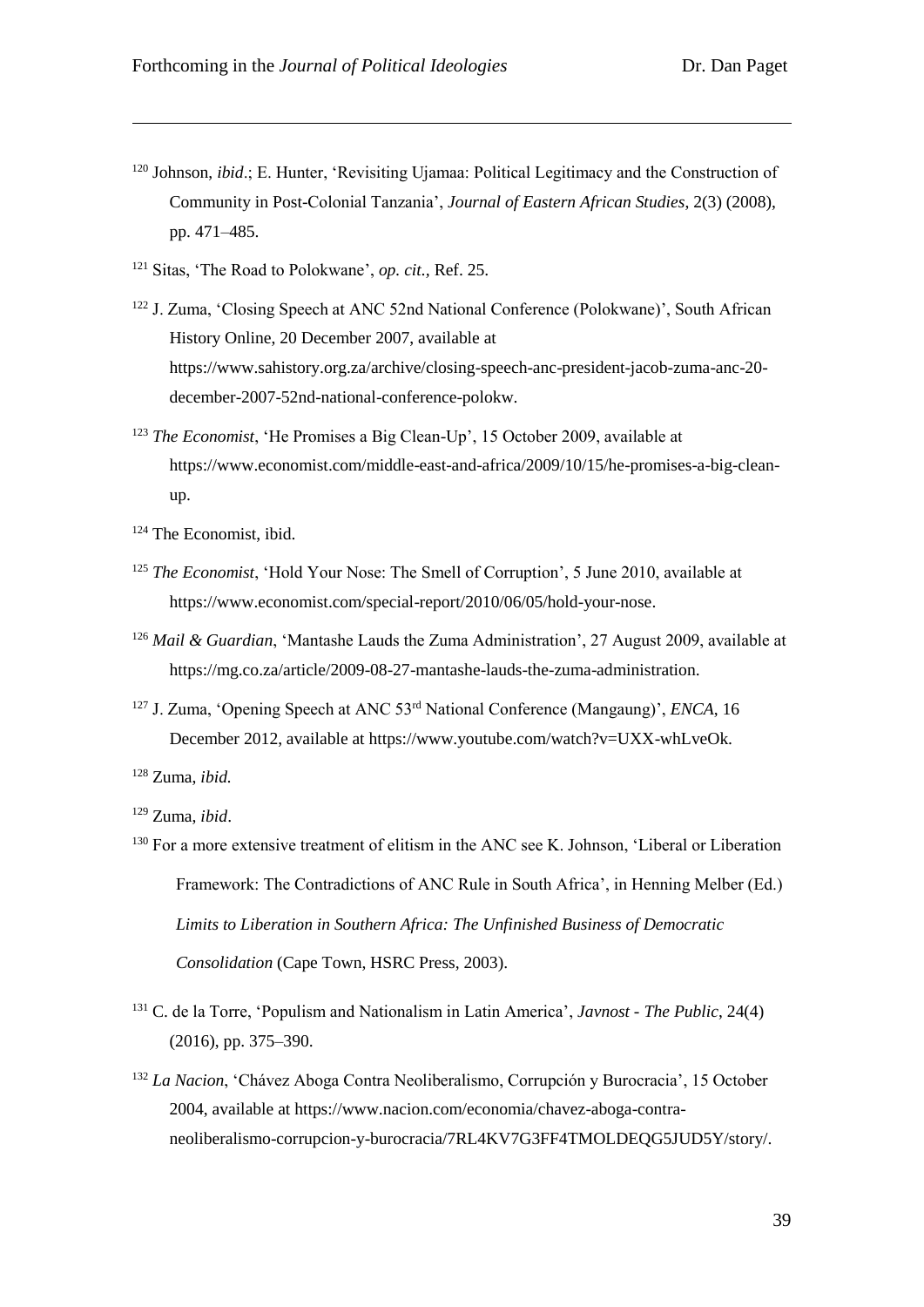[120] Johnson, *ibid*.; E. Hunter, 'Revisiting Ujamaa: Political Legitimacy and the Construction of Community in Post-Colonial Tanzania', *Journal of Eastern African Studies*, 2(3) (2008), pp. 471–485.

[121] Sitas, 'The Road to Polokwane', *op. cit.*, Ref. 25.

[122] J. Zuma, 'Closing Speech at ANC 52nd National Conference (Polokwane)', South African History Online, 20 December 2007, available at https://www.sahistory.org.za/archive/closing-speech-anc-president-jacob-zuma-anc-20-december-2007-52nd-national-conference-polokw.

[123] *The Economist*, 'He Promises a Big Clean-Up', 15 October 2009, available at https://www.economist.com/middle-east-and-africa/2009/10/15/he-promises-a-big-clean-up.

[124] The Economist, ibid.

[125] *The Economist*, 'Hold Your Nose: The Smell of Corruption', 5 June 2010, available at https://www.economist.com/special-report/2010/06/05/hold-your-nose.

[126] *Mail & Guardian*, 'Mantashe Lauds the Zuma Administration', 27 August 2009, available at https://mg.co.za/article/2009-08-27-mantashe-lauds-the-zuma-administration.

[127] J. Zuma, 'Opening Speech at ANC 53rd National Conference (Mangaung)', *ENCA*, 16 December 2012, available at https://www.youtube.com/watch?v=UXX-whLveOk.

[128] Zuma, *ibid.*

[129] Zuma, *ibid*.

[130] For a more extensive treatment of elitism in the ANC see K. Johnson, 'Liberal or Liberation Framework: The Contradictions of ANC Rule in South Africa', in Henning Melber (Ed.) *Limits to Liberation in Southern Africa: The Unfinished Business of Democratic Consolidation* (Cape Town, HSRC Press, 2003).

[131] C. de la Torre, 'Populism and Nationalism in Latin America', *Javnost - The Public*, 24(4) (2016), pp. 375–390.

[132] *La Nacion*, 'Chávez Aboga Contra Neoliberalismo, Corrupción y Burocracia', 15 October 2004, available at https://www.nacion.com/economia/chavez-aboga-contra-neoliberalismo-corrupcion-y-burocracia/7RL4KV7G3FF4TMOLDEQG5JUD5Y/story/.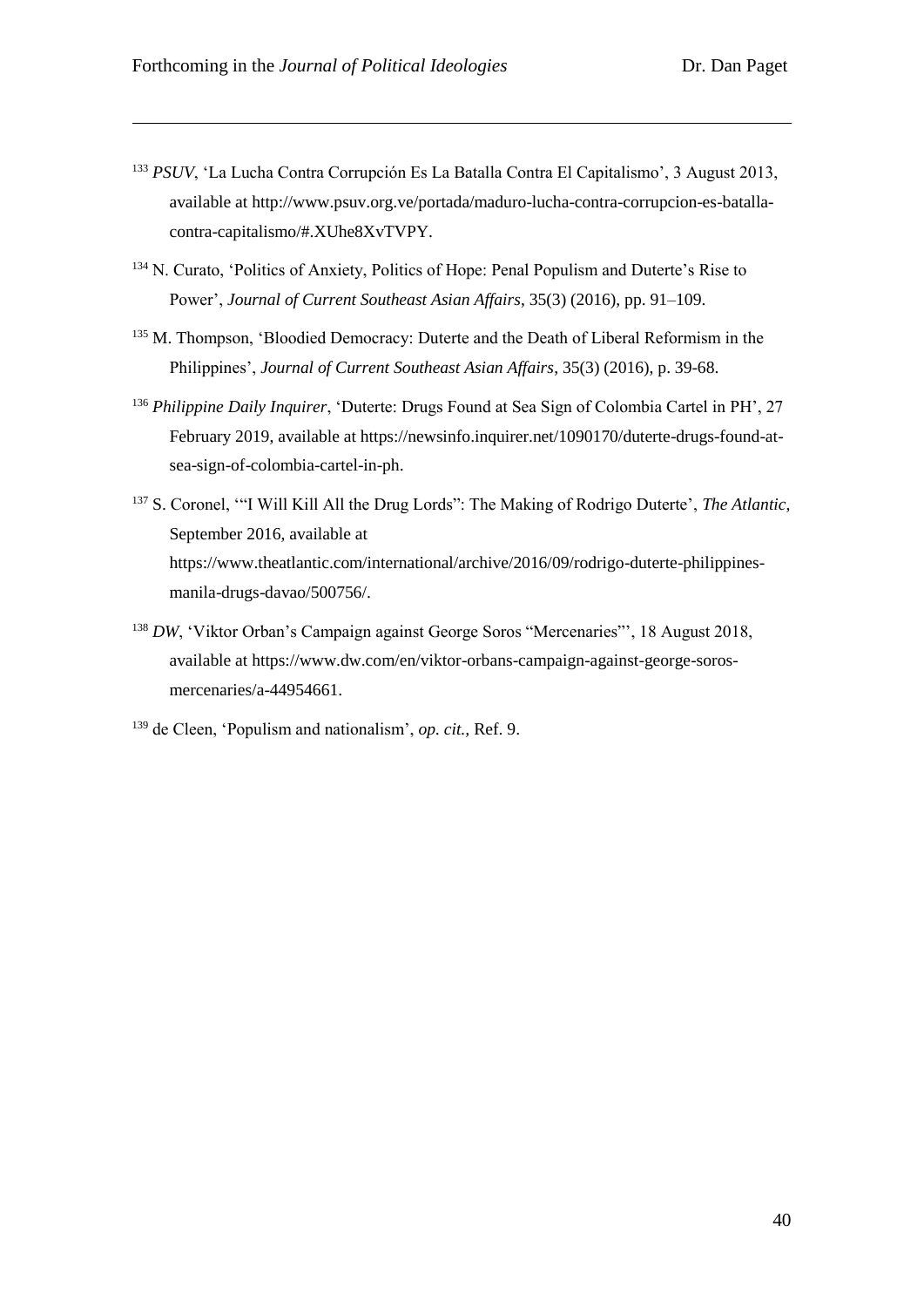[133] *PSUV*, 'La Lucha Contra Corrupción Es La Batalla Contra El Capitalismo', 3 August 2013, available at http://www.psuv.org.ve/portada/maduro-lucha-contra-corrupcion-es-batalla-contra-capitalismo/#.XUhe8XvTVPY.

[134] N. Curato, 'Politics of Anxiety, Politics of Hope: Penal Populism and Duterte's Rise to Power', *Journal of Current Southeast Asian Affairs*, 35(3) (2016), pp. 91–109.

[135] M. Thompson, 'Bloodied Democracy: Duterte and the Death of Liberal Reformism in the Philippines', *Journal of Current Southeast Asian Affairs*, 35(3) (2016), p. 39-68.

[136] *Philippine Daily Inquirer*, 'Duterte: Drugs Found at Sea Sign of Colombia Cartel in PH', 27 February 2019, available at https://newsinfo.inquirer.net/1090170/duterte-drugs-found-at-sea-sign-of-colombia-cartel-in-ph.

[137] S. Coronel, '"I Will Kill All the Drug Lords": The Making of Rodrigo Duterte', *The Atlantic*, September 2016, available at https://www.theatlantic.com/international/archive/2016/09/rodrigo-duterte-philippines-manila-drugs-davao/500756/.

[138] *DW*, 'Viktor Orban's Campaign against George Soros "Mercenaries"', 18 August 2018, available at https://www.dw.com/en/viktor-orbans-campaign-against-george-soros-mercenaries/a-44954661.

[139] de Cleen, 'Populism and nationalism', *op. cit.,* Ref. 9.